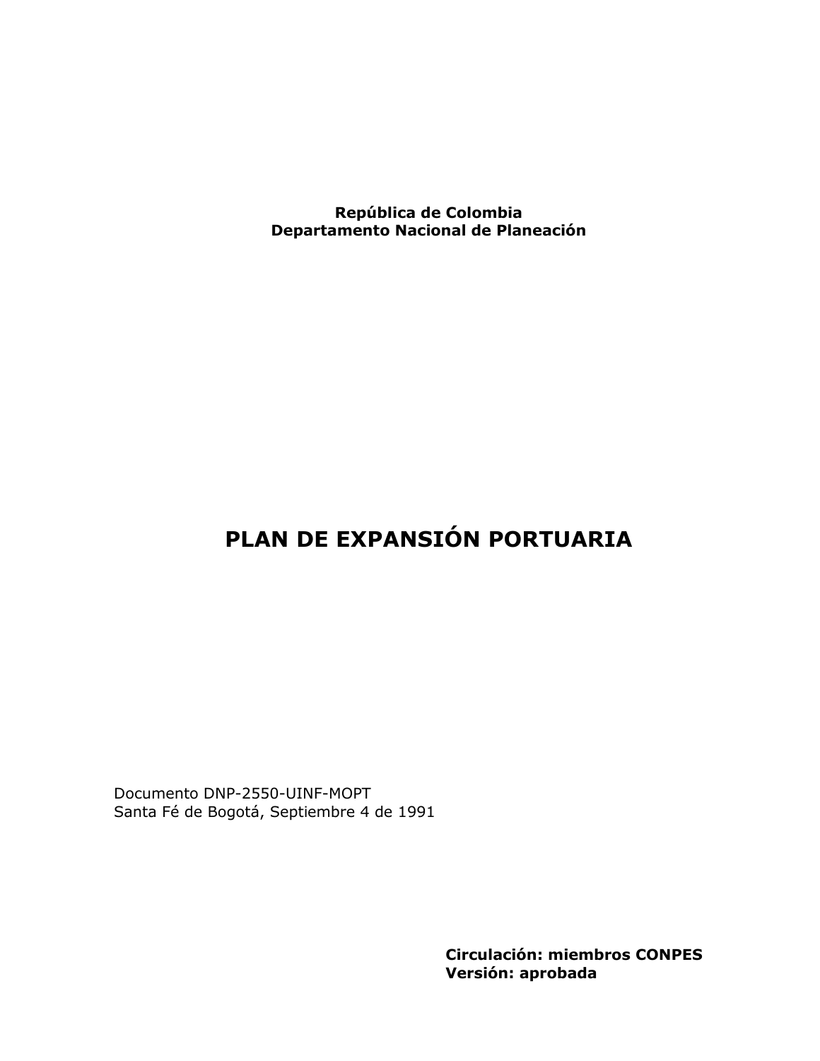**República de Colombia**
**Departamento Nacional de Planeación**

# PLAN DE EXPANSIÓN PORTUARIA

Documento DNP-2550-UINF-MOPT
Santa Fé de Bogotá, Septiembre 4 de 1991

**Circulación: miembros CONPES**
**Versión: aprobada**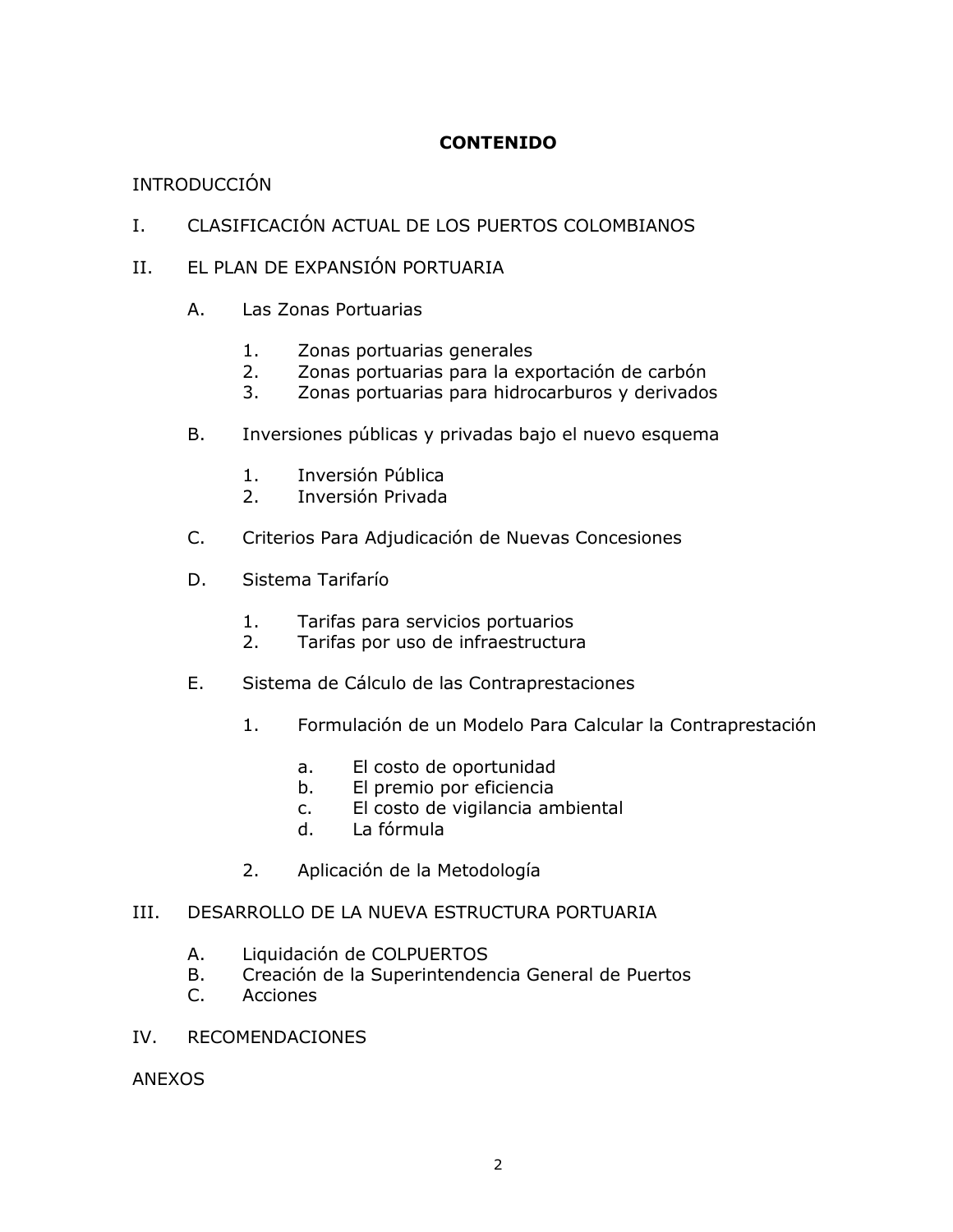**CONTENIDO**

INTRODUCCIÓN

I. CLASIFICACIÓN ACTUAL DE LOS PUERTOS COLOMBIANOS

II. EL PLAN DE EXPANSIÓN PORTUARIA

- A. Las Zonas Portuarias
    1. Zonas portuarias generales
    2. Zonas portuarias para la exportación de carbón
    3. Zonas portuarias para hidrocarburos y derivados
- B. Inversiones públicas y privadas bajo el nuevo esquema
    1. Inversión Pública
    2. Inversión Privada
- C. Criterios Para Adjudicación de Nuevas Concesiones
- D. Sistema Tarifarío
    1. Tarifas para servicios portuarios
    2. Tarifas por uso de infraestructura
- E. Sistema de Cálculo de las Contraprestaciones
    1. Formulación de un Modelo Para Calcular la Contraprestación
        - a. El costo de oportunidad
        - b. El premio por eficiencia
        - c. El costo de vigilancia ambiental
        - d. La fórmula
    2. Aplicación de la Metodología

III. DESARROLLO DE LA NUEVA ESTRUCTURA PORTUARIA

- A. Liquidación de COLPUERTOS
- B. Creación de la Superintendencia General de Puertos
- C. Acciones

IV. RECOMENDACIONES

ANEXOS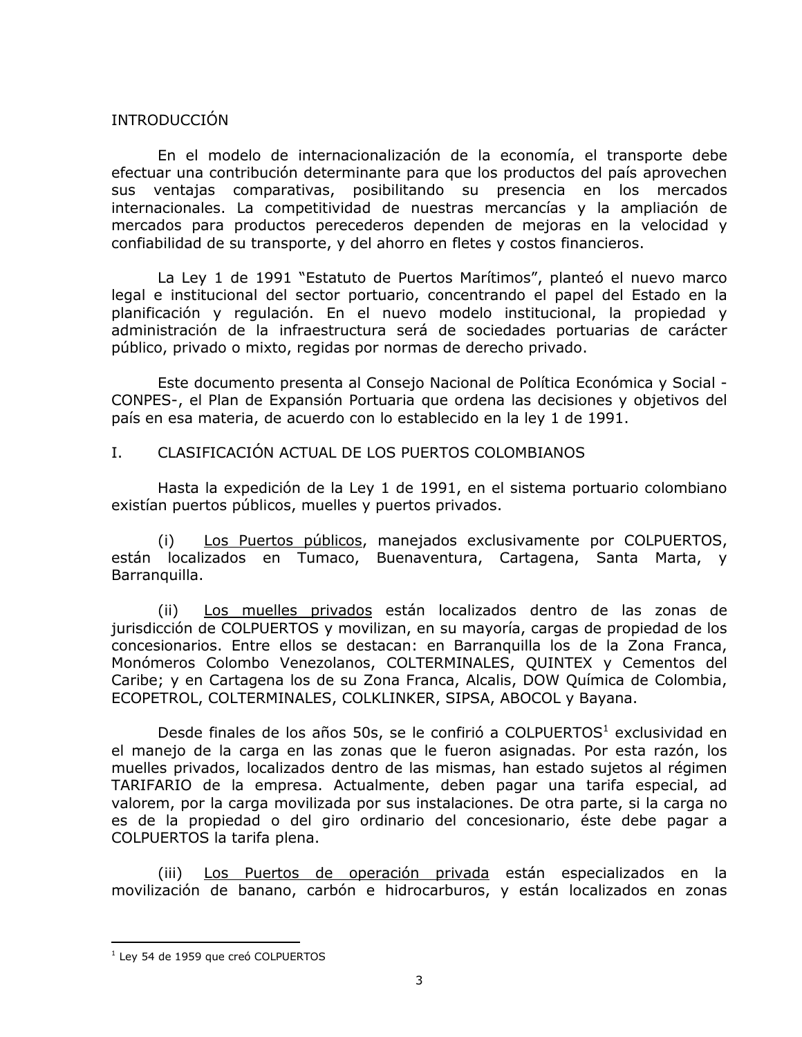## INTRODUCCIÓN

En el modelo de internacionalización de la economía, el transporte debe efectuar una contribución determinante para que los productos del país aprovechen sus ventajas comparativas, posibilitando su presencia en los mercados internacionales. La competitividad de nuestras mercancías y la ampliación de mercados para productos perecederos dependen de mejoras en la velocidad y confiabilidad de su transporte, y del ahorro en fletes y costos financieros.

La Ley 1 de 1991 "Estatuto de Puertos Marítimos", planteó el nuevo marco legal e institucional del sector portuario, concentrando el papel del Estado en la planificación y regulación. En el nuevo modelo institucional, la propiedad y administración de la infraestructura será de sociedades portuarias de carácter público, privado o mixto, regidas por normas de derecho privado.

Este documento presenta al Consejo Nacional de Política Económica y Social - CONPES-, el Plan de Expansión Portuaria que ordena las decisiones y objetivos del país en esa materia, de acuerdo con lo establecido en la ley 1 de 1991.

## I. CLASIFICACIÓN ACTUAL DE LOS PUERTOS COLOMBIANOS

Hasta la expedición de la Ley 1 de 1991, en el sistema portuario colombiano existían puertos públicos, muelles y puertos privados.

(i) Los Puertos públicos, manejados exclusivamente por COLPUERTOS, están localizados en Tumaco, Buenaventura, Cartagena, Santa Marta, y Barranquilla.

(ii) Los muelles privados están localizados dentro de las zonas de jurisdicción de COLPUERTOS y movilizan, en su mayoría, cargas de propiedad de los concesionarios. Entre ellos se destacan: en Barranquilla los de la Zona Franca, Monómeros Colombo Venezolanos, COLTERMINALES, QUINTEX y Cementos del Caribe; y en Cartagena los de su Zona Franca, Alcalis, DOW Química de Colombia, ECOPETROL, COLTERMINALES, COLKLINKER, SIPSA, ABOCOL y Bayana.

Desde finales de los años 50s, se le confirió a COLPUERTOS[1] exclusividad en el manejo de la carga en las zonas que le fueron asignadas. Por esta razón, los muelles privados, localizados dentro de las mismas, han estado sujetos al régimen TARIFARIO de la empresa. Actualmente, deben pagar una tarifa especial, ad valorem, por la carga movilizada por sus instalaciones. De otra parte, si la carga no es de la propiedad o del giro ordinario del concesionario, éste debe pagar a COLPUERTOS la tarifa plena.

(iii) Los Puertos de operación privada están especializados en la movilización de banano, carbón e hidrocarburos, y están localizados en zonas

---

[1] Ley 54 de 1959 que creó COLPUERTOS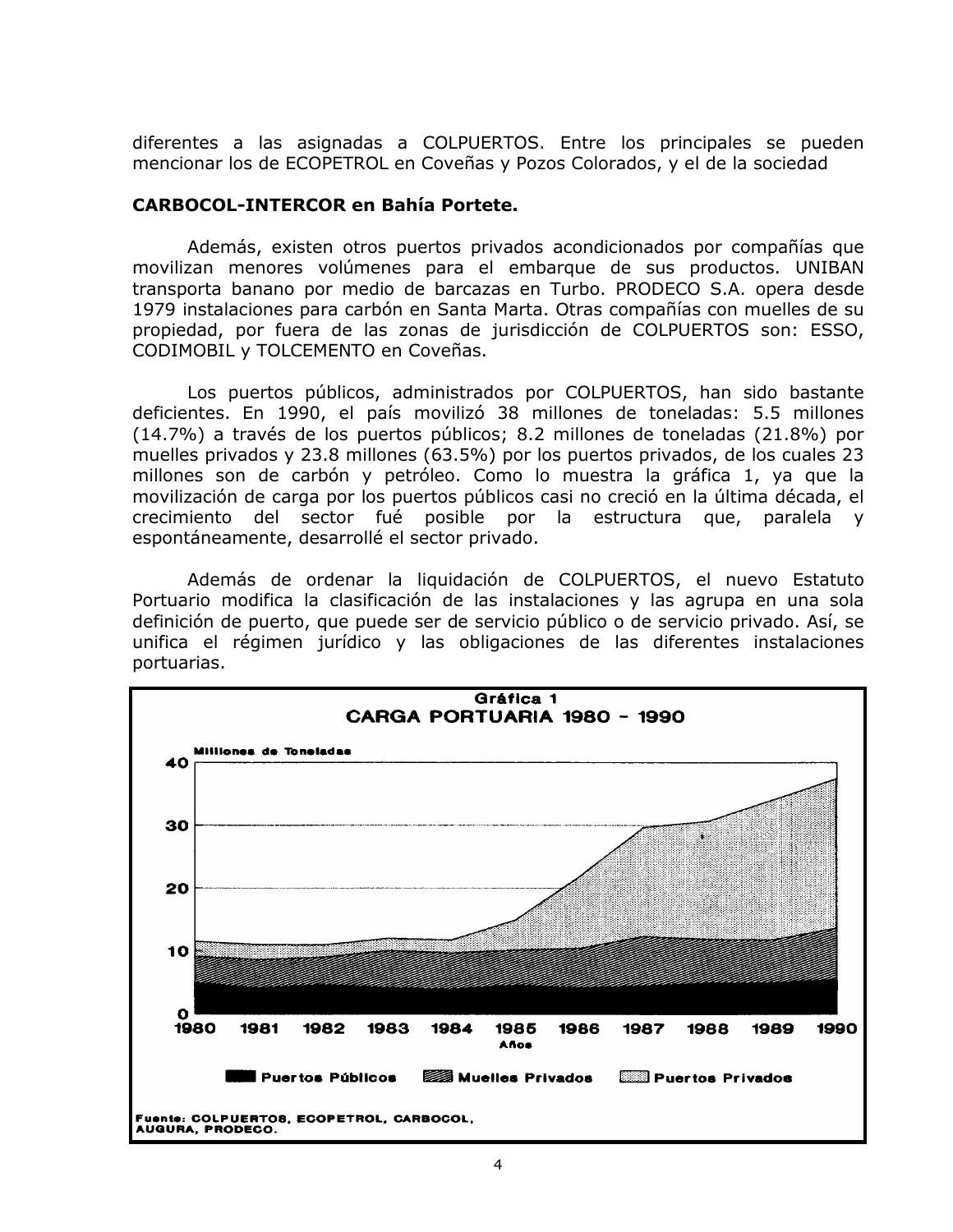diferentes a las asignadas a COLPUERTOS. Entre los principales se pueden mencionar los de ECOPETROL en Coveñas y Pozos Colorados, y el de la sociedad

**CARBOCOL-INTERCOR en Bahía Portete.**

Además, existen otros puertos privados acondicionados por compañías que movilizan menores volúmenes para el embarque de sus productos. UNIBAN transporta banano por medio de barcazas en Turbo. PRODECO S.A. opera desde 1979 instalaciones para carbón en Santa Marta. Otras compañías con muelles de su propiedad, por fuera de las zonas de jurisdicción de COLPUERTOS son: ESSO, CODIMOBIL y TOLCEMENTO en Coveñas.

Los puertos públicos, administrados por COLPUERTOS, han sido bastante deficientes. En 1990, el país movilizó 38 millones de toneladas: 5.5 millones (14.7%) a través de los puertos públicos; 8.2 millones de toneladas (21.8%) por muelles privados y 23.8 millones (63.5%) por los puertos privados, de los cuales 23 millones son de carbón y petróleo. Como lo muestra la gráfica 1, ya que la movilización de carga por los puertos públicos casi no creció en la última década, el crecimiento del sector fué posible por la estructura que, paralela y espontáneamente, desarrollé el sector privado.

Además de ordenar la liquidación de COLPUERTOS, el nuevo Estatuto Portuario modifica la clasificación de las instalaciones y las agrupa en una sola definición de puerto, que puede ser de servicio público o de servicio privado. Así, se unifica el régimen jurídico y las obligaciones de las diferentes instalaciones portuarias.

**Gráfica 1**
**CARGA PORTUARIA 1980 - 1990**

Fuente: COLPUERTOS, ECOPETROL, CARBOCOL, AUGURA, PRODECO.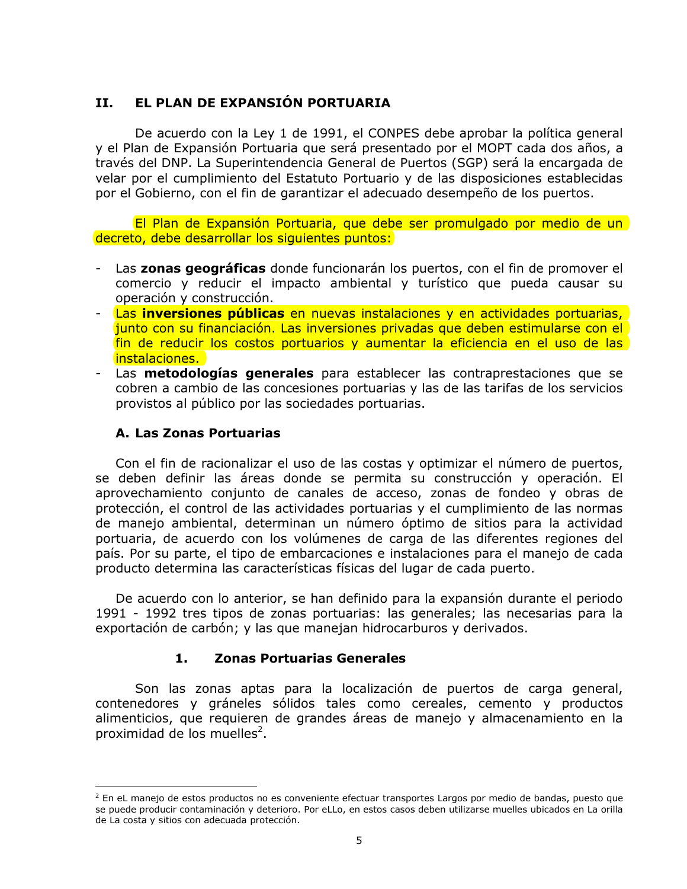## II. EL PLAN DE EXPANSIÓN PORTUARIA

De acuerdo con la Ley 1 de 1991, el CONPES debe aprobar la política general y el Plan de Expansión Portuaria que será presentado por el MOPT cada dos años, a través del DNP. La Superintendencia General de Puertos (SGP) será la encargada de velar por el cumplimiento del Estatuto Portuario y de las disposiciones establecidas por el Gobierno, con el fin de garantizar el adecuado desempeño de los puertos.

El Plan de Expansión Portuaria, que debe ser promulgado por medio de un decreto, debe desarrollar los siguientes puntos:

- Las **zonas geográficas** donde funcionarán los puertos, con el fin de promover el comercio y reducir el impacto ambiental y turístico que pueda causar su operación y construcción.
- Las **inversiones públicas** en nuevas instalaciones y en actividades portuarias, junto con su financiación. Las inversiones privadas que deben estimularse con el fin de reducir los costos portuarios y aumentar la eficiencia en el uso de las instalaciones.
- Las **metodologías generales** para establecer las contraprestaciones que se cobren a cambio de las concesiones portuarias y las de las tarifas de los servicios provistos al público por las sociedades portuarias.

### A. Las Zonas Portuarias

Con el fin de racionalizar el uso de las costas y optimizar el número de puertos, se deben definir las áreas donde se permita su construcción y operación. El aprovechamiento conjunto de canales de acceso, zonas de fondeo y obras de protección, el control de las actividades portuarias y el cumplimiento de las normas de manejo ambiental, determinan un número óptimo de sitios para la actividad portuaria, de acuerdo con los volúmenes de carga de las diferentes regiones del país. Por su parte, el tipo de embarcaciones e instalaciones para el manejo de cada producto determina las características físicas del lugar de cada puerto.

De acuerdo con lo anterior, se han definido para la expansión durante el periodo 1991 - 1992 tres tipos de zonas portuarias: las generales; las necesarias para la exportación de carbón; y las que manejan hidrocarburos y derivados.

#### 1. Zonas Portuarias Generales

Son las zonas aptas para la localización de puertos de carga general, contenedores y gráneles sólidos tales como cereales, cemento y productos alimenticios, que requieren de grandes áreas de manejo y almacenamiento en la proximidad de los muelles[2].

---

[2] En eL manejo de estos productos no es conveniente efectuar transportes Largos por medio de bandas, puesto que se puede producir contaminación y deterioro. Por eLLo, en estos casos deben utilizarse muelles ubicados en La orilla de La costa y sitios con adecuada protección.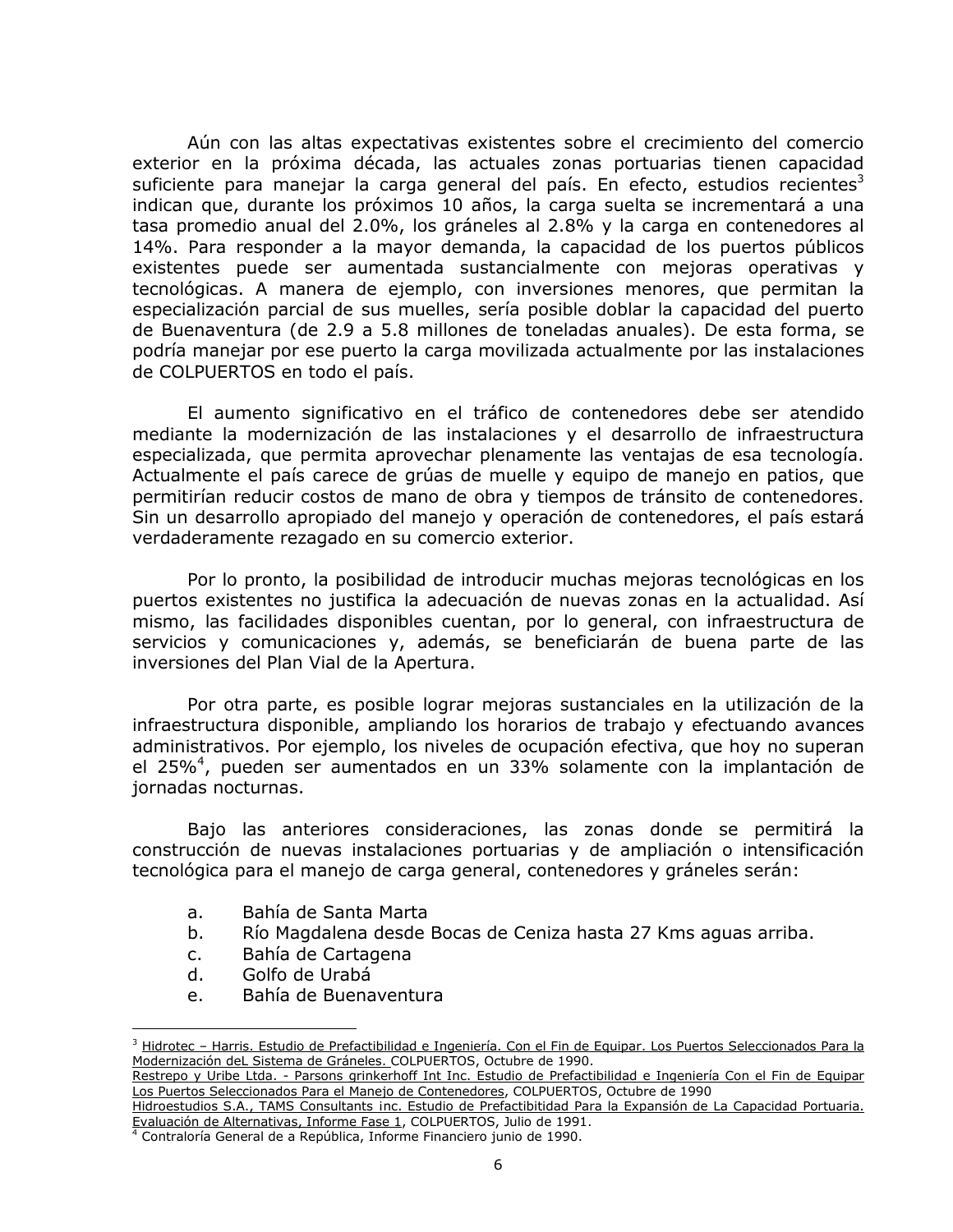Aún con las altas expectativas existentes sobre el crecimiento del comercio exterior en la próxima década, las actuales zonas portuarias tienen capacidad suficiente para manejar la carga general del país. En efecto, estudios recientes[3] indican que, durante los próximos 10 años, la carga suelta se incrementará a una tasa promedio anual del 2.0%, los gráneles al 2.8% y la carga en contenedores al 14%. Para responder a la mayor demanda, la capacidad de los puertos públicos existentes puede ser aumentada sustancialmente con mejoras operativas y tecnológicas. A manera de ejemplo, con inversiones menores, que permitan la especialización parcial de sus muelles, sería posible doblar la capacidad del puerto de Buenaventura (de 2.9 a 5.8 millones de toneladas anuales). De esta forma, se podría manejar por ese puerto la carga movilizada actualmente por las instalaciones de COLPUERTOS en todo el país.

El aumento significativo en el tráfico de contenedores debe ser atendido mediante la modernización de las instalaciones y el desarrollo de infraestructura especializada, que permita aprovechar plenamente las ventajas de esa tecnología. Actualmente el país carece de grúas de muelle y equipo de manejo en patios, que permitirían reducir costos de mano de obra y tiempos de tránsito de contenedores. Sin un desarrollo apropiado del manejo y operación de contenedores, el país estará verdaderamente rezagado en su comercio exterior.

Por lo pronto, la posibilidad de introducir muchas mejoras tecnológicas en los puertos existentes no justifica la adecuación de nuevas zonas en la actualidad. Así mismo, las facilidades disponibles cuentan, por lo general, con infraestructura de servicios y comunicaciones y, además, se beneficiarán de buena parte de las inversiones del Plan Vial de la Apertura.

Por otra parte, es posible lograr mejoras sustanciales en la utilización de la infraestructura disponible, ampliando los horarios de trabajo y efectuando avances administrativos. Por ejemplo, los niveles de ocupación efectiva, que hoy no superan el 25%[4], pueden ser aumentados en un 33% solamente con la implantación de jornadas nocturnas.

Bajo las anteriores consideraciones, las zonas donde se permitirá la construcción de nuevas instalaciones portuarias y de ampliación o intensificación tecnológica para el manejo de carga general, contenedores y gráneles serán:

a. Bahía de Santa Marta
b. Río Magdalena desde Bocas de Ceniza hasta 27 Kms aguas arriba.
c. Bahía de Cartagena
d. Golfo de Urabá
e. Bahía de Buenaventura

---

[3] Hidrotec – Harris. Estudio de Prefactibilidad e Ingeniería. Con el Fin de Equipar. Los Puertos Seleccionados Para la Modernización deL Sistema de Gráneles. COLPUERTOS, Octubre de 1990.
Restrepo y Uribe Ltda. - Parsons grinkerhoff Int Inc. Estudio de Prefactibilidad e Ingeniería Con el Fin de Equipar Los Puertos Seleccionados Para el Manejo de Contenedores, COLPUERTOS, Octubre de 1990
Hidroestudios S.A., TAMS Consultants inc. Estudio de Prefactibitidad Para la Expansión de La Capacidad Portuaria. Evaluación de Alternativas, Informe Fase 1, COLPUERTOS, Julio de 1991.

[4] Contraloría General de a República, Informe Financiero junio de 1990.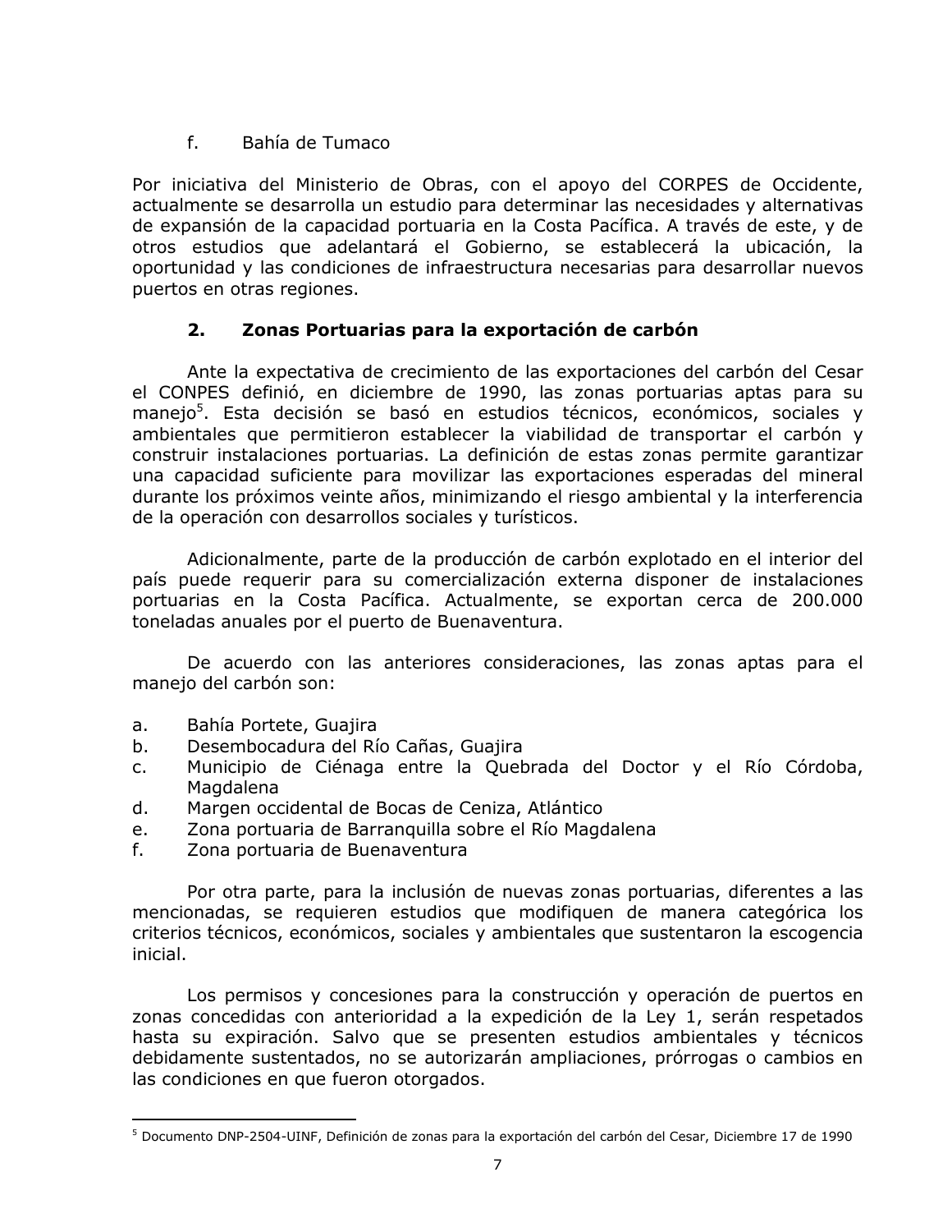f. Bahía de Tumaco

Por iniciativa del Ministerio de Obras, con el apoyo del CORPES de Occidente, actualmente se desarrolla un estudio para determinar las necesidades y alternativas de expansión de la capacidad portuaria en la Costa Pacífica. A través de este, y de otros estudios que adelantará el Gobierno, se establecerá la ubicación, la oportunidad y las condiciones de infraestructura necesarias para desarrollar nuevos puertos en otras regiones.

### 2. Zonas Portuarias para la exportación de carbón

Ante la expectativa de crecimiento de las exportaciones del carbón del Cesar el CONPES definió, en diciembre de 1990, las zonas portuarias aptas para su manejo[5]. Esta decisión se basó en estudios técnicos, económicos, sociales y ambientales que permitieron establecer la viabilidad de transportar el carbón y construir instalaciones portuarias. La definición de estas zonas permite garantizar una capacidad suficiente para movilizar las exportaciones esperadas del mineral durante los próximos veinte años, minimizando el riesgo ambiental y la interferencia de la operación con desarrollos sociales y turísticos.

Adicionalmente, parte de la producción de carbón explotado en el interior del país puede requerir para su comercialización externa disponer de instalaciones portuarias en la Costa Pacífica. Actualmente, se exportan cerca de 200.000 toneladas anuales por el puerto de Buenaventura.

De acuerdo con las anteriores consideraciones, las zonas aptas para el manejo del carbón son:

a. Bahía Portete, Guajira
b. Desembocadura del Río Cañas, Guajira
c. Municipio de Ciénaga entre la Quebrada del Doctor y el Río Córdoba, Magdalena
d. Margen occidental de Bocas de Ceniza, Atlántico
e. Zona portuaria de Barranquilla sobre el Río Magdalena
f. Zona portuaria de Buenaventura

Por otra parte, para la inclusión de nuevas zonas portuarias, diferentes a las mencionadas, se requieren estudios que modifiquen de manera categórica los criterios técnicos, económicos, sociales y ambientales que sustentaron la escogencia inicial.

Los permisos y concesiones para la construcción y operación de puertos en zonas concedidas con anterioridad a la expedición de la Ley 1, serán respetados hasta su expiración. Salvo que se presenten estudios ambientales y técnicos debidamente sustentados, no se autorizarán ampliaciones, prórrogas o cambios en las condiciones en que fueron otorgados.

[5] Documento DNP-2504-UINF, Definición de zonas para la exportación del carbón del Cesar, Diciembre 17 de 1990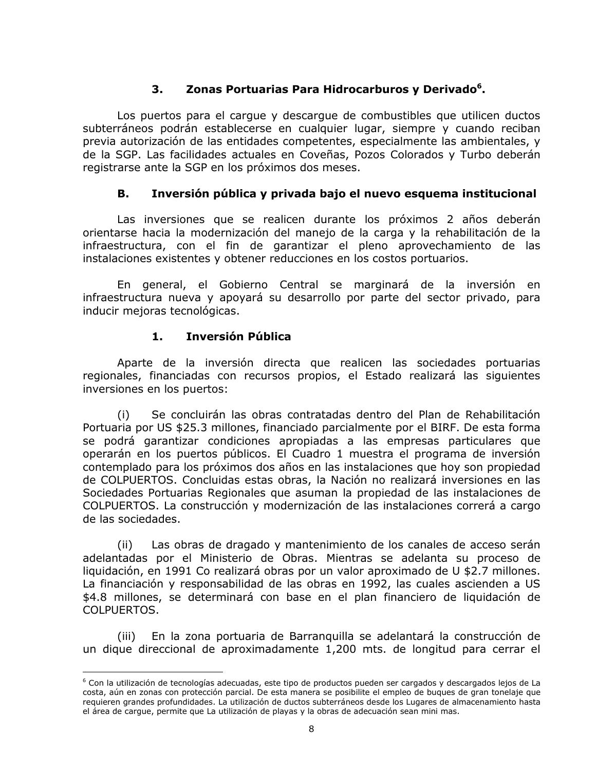### 3. Zonas Portuarias Para Hidrocarburos y Derivado[6].

Los puertos para el cargue y descargue de combustibles que utilicen ductos subterráneos podrán establecerse en cualquier lugar, siempre y cuando reciban previa autorización de las entidades competentes, especialmente las ambientales, y de la SGP. Las facilidades actuales en Coveñas, Pozos Colorados y Turbo deberán registrarse ante la SGP en los próximos dos meses.

## B. Inversión pública y privada bajo el nuevo esquema institucional

Las inversiones que se realicen durante los próximos 2 años deberán orientarse hacia la modernización del manejo de la carga y la rehabilitación de la infraestructura, con el fin de garantizar el pleno aprovechamiento de las instalaciones existentes y obtener reducciones en los costos portuarios.

En general, el Gobierno Central se marginará de la inversión en infraestructura nueva y apoyará su desarrollo por parte del sector privado, para inducir mejoras tecnológicas.

### 1. Inversión Pública

Aparte de la inversión directa que realicen las sociedades portuarias regionales, financiadas con recursos propios, el Estado realizará las siguientes inversiones en los puertos:

(i) Se concluirán las obras contratadas dentro del Plan de Rehabilitación Portuaria por US $25.3 millones, financiado parcialmente por el BIRF. De esta forma se podrá garantizar condiciones apropiadas a las empresas particulares que operarán en los puertos públicos. El Cuadro 1 muestra el programa de inversión contemplado para los próximos dos años en las instalaciones que hoy son propiedad de COLPUERTOS. Concluidas estas obras, la Nación no realizará inversiones en las Sociedades Portuarias Regionales que asuman la propiedad de las instalaciones de COLPUERTOS. La construcción y modernización de las instalaciones correrá a cargo de las sociedades.

(ii) Las obras de dragado y mantenimiento de los canales de acceso serán adelantadas por el Ministerio de Obras. Mientras se adelanta su proceso de liquidación, en 1991 Co realizará obras por un valor aproximado de U $2.7 millones. La financiación y responsabilidad de las obras en 1992, las cuales ascienden a US $4.8 millones, se determinará con base en el plan financiero de liquidación de COLPUERTOS.

(iii) En la zona portuaria de Barranquilla se adelantará la construcción de un dique direccional de aproximadamente 1,200 mts. de longitud para cerrar el

---

[6] Con la utilización de tecnologías adecuadas, este tipo de productos pueden ser cargados y descargados lejos de La costa, aún en zonas con protección parcial. De esta manera se posibilite el empleo de buques de gran tonelaje que requieren grandes profundidades. La utilización de ductos subterráneos desde los Lugares de almacenamiento hasta el área de cargue, permite que La utilización de playas y la obras de adecuación sean mini mas.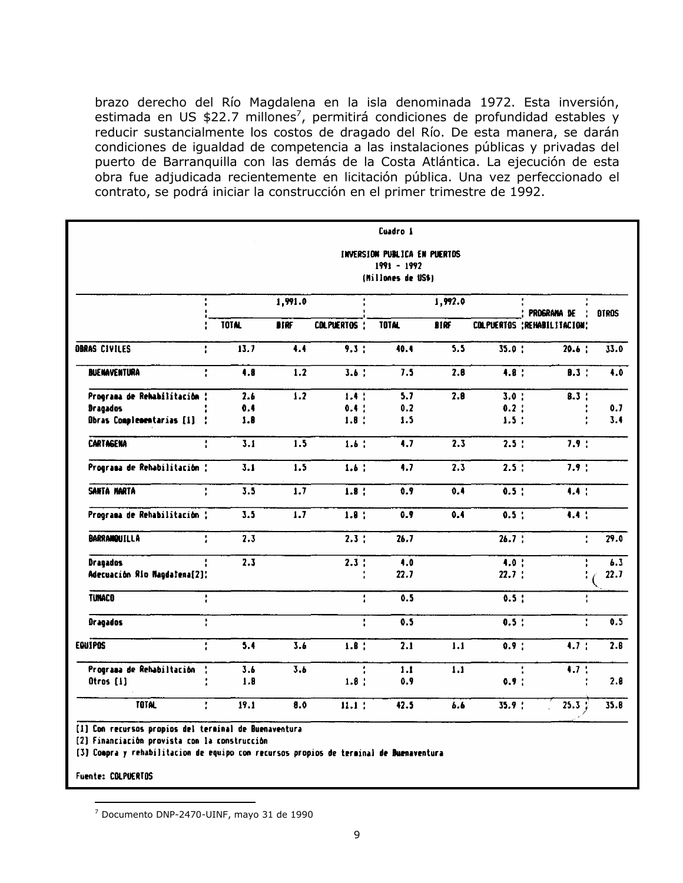brazo derecho del Río Magdalena en la isla denominada 1972. Esta inversión, estimada en US $22.7 millones[7], permitirá condiciones de profundidad estables y reducir sustancialmente los costos de dragado del Río. De esta manera, se darán condiciones de igualdad de competencia a las instalaciones públicas y privadas del puerto de Barranquilla con las demás de la Costa Atlántica. La ejecución de esta obra fue adjudicada recientemente en licitación pública. Una vez perfeccionado el contrato, se podrá iniciar la construcción en el primer trimestre de 1992.

**Cuadro 1**

**INVERSION PUBLICA EN PUERTOS**
**1991 - 1992**
**(Millones de US$)**

| | 1,991.0 | | | 1,992.0 | | | PROGRAMA DE REHABILITACION | OTROS |
|---|---|---|---|---|---|---|---|---|
| | TOTAL | BIRF | COLPUERTOS | TOTAL | BIRF | COLPUERTOS | | |
| **OBRAS CIVILES** | 13.7 | 4.4 | 9.3 | 40.4 | 5.5 | 35.0 | 20.6 | 33.0 |
| **BUENAVENTURA** | 4.8 | 1.2 | 3.6 | 7.5 | 2.8 | 4.8 | 8.3 | 4.0 |
| Programa de Rehabilitación | 2.6 | 1.2 | 1.4 | 5.7 | 2.8 | 3.0 | 8.3 | |
| Dragados | 0.4 | | 0.4 | 0.2 | | 0.2 | | 0.7 |
| Obras Complementarias [1] | 1.8 | | 1.8 | 1.5 | | 1.5 | | 3.4 |
| **CARTAGENA** | 3.1 | 1.5 | 1.6 | 4.7 | 2.3 | 2.5 | 7.9 | |
| Programa de Rehabilitación | 3.1 | 1.5 | 1.6 | 4.7 | 2.3 | 2.5 | 7.9 | |
| **SANTA MARTA** | 3.5 | 1.7 | 1.8 | 0.9 | 0.4 | 0.5 | 4.4 | |
| Programa de Rehabilitación | 3.5 | 1.7 | 1.8 | 0.9 | 0.4 | 0.5 | 4.4 | |
| **BARRANQUILLA** | 2.3 | | 2.3 | 26.7 | | 26.7 | | 29.0 |
| Dragados | 2.3 | | 2.3 | 4.0 | | 4.0 | | 6.3 |
| Adecuación Río Magdalena[2] | | | | 22.7 | | 22.7 | | 22.7 |
| **TUMACO** | | | | 0.5 | | 0.5 | | |
| Dragados | | | | 0.5 | | 0.5 | | 0.5 |
| **EQUIPOS** | 5.4 | 3.6 | 1.8 | 2.1 | 1.1 | 0.9 | 4.7 | 2.8 |
| Programa de Rehabiltación | 3.6 | 3.6 | | 1.1 | 1.1 | | 4.7 | |
| Otros [1] | 1.8 | | 1.8 | 0.9 | | 0.9 | | 2.8 |
| **TOTAL** | 19.1 | 8.0 | 11.1 | 42.5 | 6.6 | 35.9 | 25.3 | 35.8 |

[1] Con recursos propios del terminal de Buenaventura
[2] Financiación provista con la construcción
[3] Compra y rehabilitacion de equipo con recursos propios de terminal de Buenaventura

Fuente: COLPUERTOS

---

[7] Documento DNP-2470-UINF, mayo 31 de 1990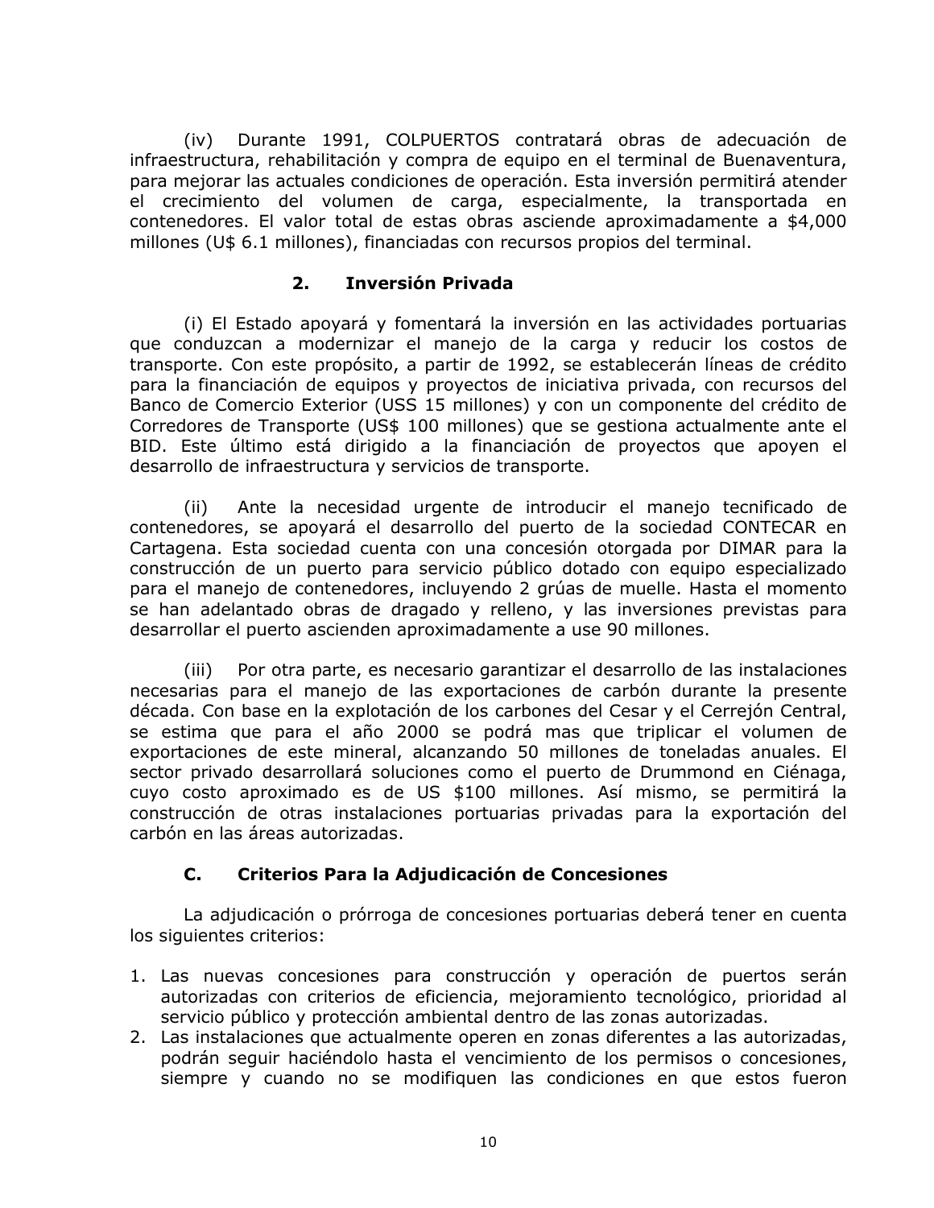(iv) Durante 1991, COLPUERTOS contratará obras de adecuación de infraestructura, rehabilitación y compra de equipo en el terminal de Buenaventura, para mejorar las actuales condiciones de operación. Esta inversión permitirá atender el crecimiento del volumen de carga, especialmente, la transportada en contenedores. El valor total de estas obras asciende aproximadamente a $4,000 millones (U$ 6.1 millones), financiadas con recursos propios del terminal.

### 2. Inversión Privada

(i) El Estado apoyará y fomentará la inversión en las actividades portuarias que conduzcan a modernizar el manejo de la carga y reducir los costos de transporte. Con este propósito, a partir de 1992, se establecerán líneas de crédito para la financiación de equipos y proyectos de iniciativa privada, con recursos del Banco de Comercio Exterior (USS 15 millones) y con un componente del crédito de Corredores de Transporte (US$ 100 millones) que se gestiona actualmente ante el BID. Este último está dirigido a la financiación de proyectos que apoyen el desarrollo de infraestructura y servicios de transporte.

(ii) Ante la necesidad urgente de introducir el manejo tecnificado de contenedores, se apoyará el desarrollo del puerto de la sociedad CONTECAR en Cartagena. Esta sociedad cuenta con una concesión otorgada por DIMAR para la construcción de un puerto para servicio público dotado con equipo especializado para el manejo de contenedores, incluyendo 2 grúas de muelle. Hasta el momento se han adelantado obras de dragado y relleno, y las inversiones previstas para desarrollar el puerto ascienden aproximadamente a use 90 millones.

(iii) Por otra parte, es necesario garantizar el desarrollo de las instalaciones necesarias para el manejo de las exportaciones de carbón durante la presente década. Con base en la explotación de los carbones del Cesar y el Cerrejón Central, se estima que para el año 2000 se podrá mas que triplicar el volumen de exportaciones de este mineral, alcanzando 50 millones de toneladas anuales. El sector privado desarrollará soluciones como el puerto de Drummond en Ciénaga, cuyo costo aproximado es de US $100 millones. Así mismo, se permitirá la construcción de otras instalaciones portuarias privadas para la exportación del carbón en las áreas autorizadas.

## C. Criterios Para la Adjudicación de Concesiones

La adjudicación o prórroga de concesiones portuarias deberá tener en cuenta los siguientes criterios:

1. Las nuevas concesiones para construcción y operación de puertos serán autorizadas con criterios de eficiencia, mejoramiento tecnológico, prioridad al servicio público y protección ambiental dentro de las zonas autorizadas.
2. Las instalaciones que actualmente operen en zonas diferentes a las autorizadas, podrán seguir haciéndolo hasta el vencimiento de los permisos o concesiones, siempre y cuando no se modifiquen las condiciones en que estos fueron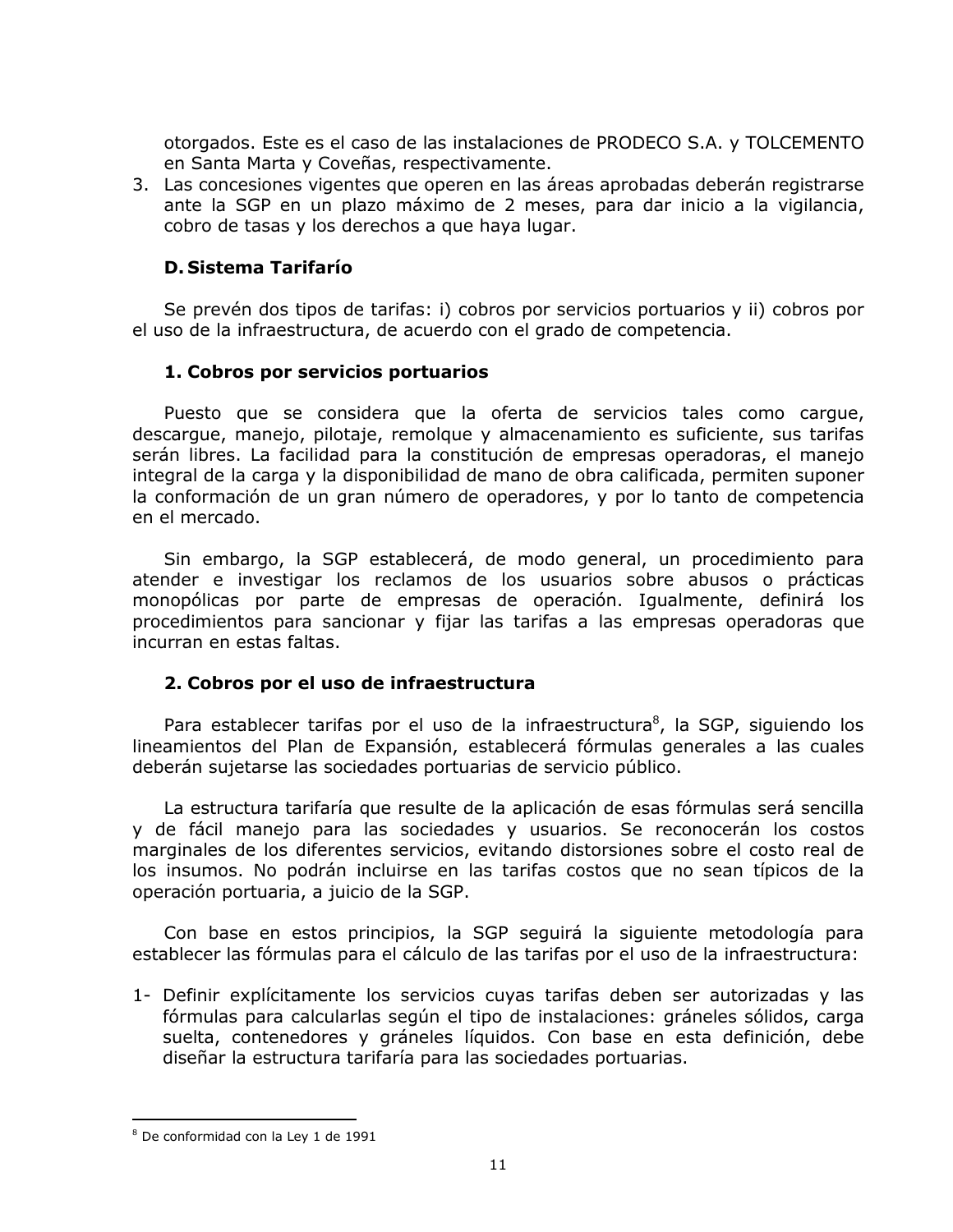otorgados. Este es el caso de las instalaciones de PRODECO S.A. y TOLCEMENTO en Santa Marta y Coveñas, respectivamente.

3. Las concesiones vigentes que operen en las áreas aprobadas deberán registrarse ante la SGP en un plazo máximo de 2 meses, para dar inicio a la vigilancia, cobro de tasas y los derechos a que haya lugar.

### D. Sistema Tarifarío

Se prevén dos tipos de tarifas: i) cobros por servicios portuarios y ii) cobros por el uso de la infraestructura, de acuerdo con el grado de competencia.

#### 1. Cobros por servicios portuarios

Puesto que se considera que la oferta de servicios tales como cargue, descargue, manejo, pilotaje, remolque y almacenamiento es suficiente, sus tarifas serán libres. La facilidad para la constitución de empresas operadoras, el manejo integral de la carga y la disponibilidad de mano de obra calificada, permiten suponer la conformación de un gran número de operadores, y por lo tanto de competencia en el mercado.

Sin embargo, la SGP establecerá, de modo general, un procedimiento para atender e investigar los reclamos de los usuarios sobre abusos o prácticas monopólicas por parte de empresas de operación. Igualmente, definirá los procedimientos para sancionar y fijar las tarifas a las empresas operadoras que incurran en estas faltas.

#### 2. Cobros por el uso de infraestructura

Para establecer tarifas por el uso de la infraestructura[8], la SGP, siguiendo los lineamientos del Plan de Expansión, establecerá fórmulas generales a las cuales deberán sujetarse las sociedades portuarias de servicio público.

La estructura tarifaría que resulte de la aplicación de esas fórmulas será sencilla y de fácil manejo para las sociedades y usuarios. Se reconocerán los costos marginales de los diferentes servicios, evitando distorsiones sobre el costo real de los insumos. No podrán incluirse en las tarifas costos que no sean típicos de la operación portuaria, a juicio de la SGP.

Con base en estos principios, la SGP seguirá la siguiente metodología para establecer las fórmulas para el cálculo de las tarifas por el uso de la infraestructura:

1- Definir explícitamente los servicios cuyas tarifas deben ser autorizadas y las fórmulas para calcularlas según el tipo de instalaciones: gráneles sólidos, carga suelta, contenedores y gráneles líquidos. Con base en esta definición, debe diseñar la estructura tarifaría para las sociedades portuarias.

---

[8] De conformidad con la Ley 1 de 1991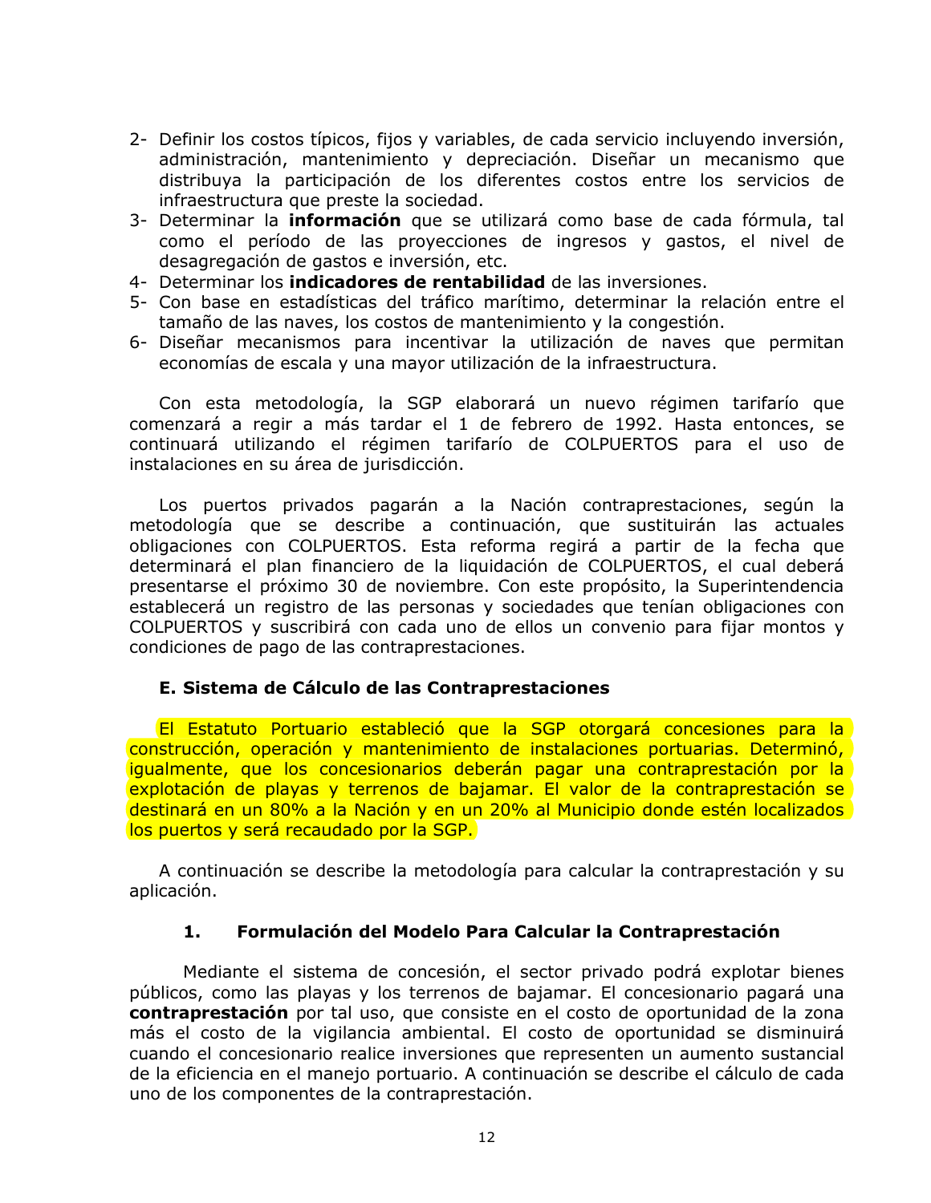2- Definir los costos típicos, fijos y variables, de cada servicio incluyendo inversión, administración, mantenimiento y depreciación. Diseñar un mecanismo que distribuya la participación de los diferentes costos entre los servicios de infraestructura que preste la sociedad.
3- Determinar la **información** que se utilizará como base de cada fórmula, tal como el período de las proyecciones de ingresos y gastos, el nivel de desagregación de gastos e inversión, etc.
4- Determinar los **indicadores de rentabilidad** de las inversiones.
5- Con base en estadísticas del tráfico marítimo, determinar la relación entre el tamaño de las naves, los costos de mantenimiento y la congestión.
6- Diseñar mecanismos para incentivar la utilización de naves que permitan economías de escala y una mayor utilización de la infraestructura.

Con esta metodología, la SGP elaborará un nuevo régimen tarifarío que comenzará a regir a más tardar el 1 de febrero de 1992. Hasta entonces, se continuará utilizando el régimen tarifarío de COLPUERTOS para el uso de instalaciones en su área de jurisdicción.

Los puertos privados pagarán a la Nación contraprestaciones, según la metodología que se describe a continuación, que sustituirán las actuales obligaciones con COLPUERTOS. Esta reforma regirá a partir de la fecha que determinará el plan financiero de la liquidación de COLPUERTOS, el cual deberá presentarse el próximo 30 de noviembre. Con este propósito, la Superintendencia establecerá un registro de las personas y sociedades que tenían obligaciones con COLPUERTOS y suscribirá con cada uno de ellos un convenio para fijar montos y condiciones de pago de las contraprestaciones.

### E. Sistema de Cálculo de las Contraprestaciones

El Estatuto Portuario estableció que la SGP otorgará concesiones para la construcción, operación y mantenimiento de instalaciones portuarias. Determinó, igualmente, que los concesionarios deberán pagar una contraprestación por la explotación de playas y terrenos de bajamar. El valor de la contraprestación se destinará en un 80% a la Nación y en un 20% al Municipio donde estén localizados los puertos y será recaudado por la SGP.

A continuación se describe la metodología para calcular la contraprestación y su aplicación.

#### 1. Formulación del Modelo Para Calcular la Contraprestación

Mediante el sistema de concesión, el sector privado podrá explotar bienes públicos, como las playas y los terrenos de bajamar. El concesionario pagará una **contraprestación** por tal uso, que consiste en el costo de oportunidad de la zona más el costo de la vigilancia ambiental. El costo de oportunidad se disminuirá cuando el concesionario realice inversiones que representen un aumento sustancial de la eficiencia en el manejo portuario. A continuación se describe el cálculo de cada uno de los componentes de la contraprestación.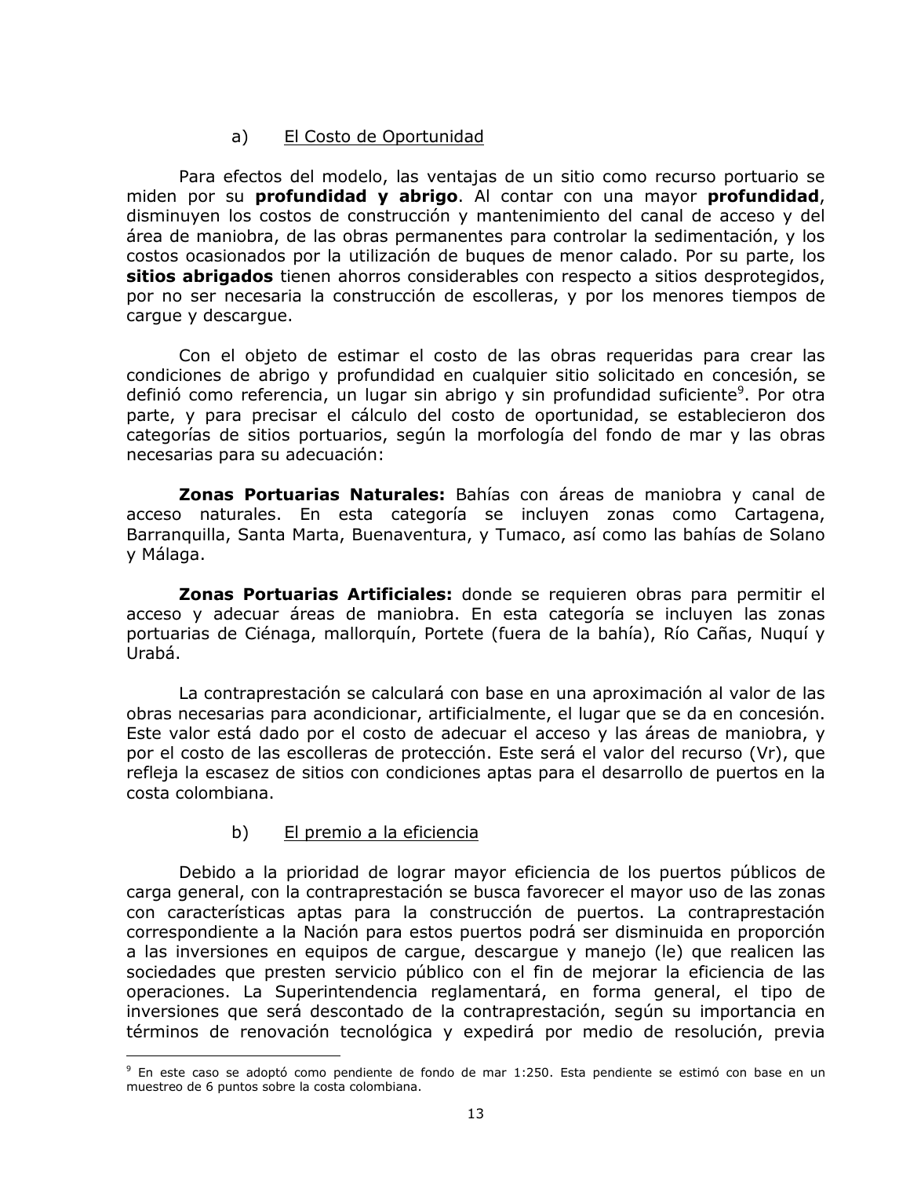a) El Costo de Oportunidad

Para efectos del modelo, las ventajas de un sitio como recurso portuario se miden por su **profundidad y abrigo**. Al contar con una mayor **profundidad**, disminuyen los costos de construcción y mantenimiento del canal de acceso y del área de maniobra, de las obras permanentes para controlar la sedimentación, y los costos ocasionados por la utilización de buques de menor calado. Por su parte, los **sitios abrigados** tienen ahorros considerables con respecto a sitios desprotegidos, por no ser necesaria la construcción de escolleras, y por los menores tiempos de cargue y descargue.

Con el objeto de estimar el costo de las obras requeridas para crear las condiciones de abrigo y profundidad en cualquier sitio solicitado en concesión, se definió como referencia, un lugar sin abrigo y sin profundidad suficiente[9]. Por otra parte, y para precisar el cálculo del costo de oportunidad, se establecieron dos categorías de sitios portuarios, según la morfología del fondo de mar y las obras necesarias para su adecuación:

**Zonas Portuarias Naturales:** Bahías con áreas de maniobra y canal de acceso naturales. En esta categoría se incluyen zonas como Cartagena, Barranquilla, Santa Marta, Buenaventura, y Tumaco, así como las bahías de Solano y Málaga.

**Zonas Portuarias Artificiales:** donde se requieren obras para permitir el acceso y adecuar áreas de maniobra. En esta categoría se incluyen las zonas portuarias de Ciénaga, mallorquín, Portete (fuera de la bahía), Río Cañas, Nuquí y Urabá.

La contraprestación se calculará con base en una aproximación al valor de las obras necesarias para acondicionar, artificialmente, el lugar que se da en concesión. Este valor está dado por el costo de adecuar el acceso y las áreas de maniobra, y por el costo de las escolleras de protección. Este será el valor del recurso (Vr), que refleja la escasez de sitios con condiciones aptas para el desarrollo de puertos en la costa colombiana.

b) El premio a la eficiencia

Debido a la prioridad de lograr mayor eficiencia de los puertos públicos de carga general, con la contraprestación se busca favorecer el mayor uso de las zonas con características aptas para la construcción de puertos. La contraprestación correspondiente a la Nación para estos puertos podrá ser disminuida en proporción a las inversiones en equipos de cargue, descargue y manejo (le) que realicen las sociedades que presten servicio público con el fin de mejorar la eficiencia de las operaciones. La Superintendencia reglamentará, en forma general, el tipo de inversiones que será descontado de la contraprestación, según su importancia en términos de renovación tecnológica y expedirá por medio de resolución, previa

[9] En este caso se adoptó como pendiente de fondo de mar 1:250. Esta pendiente se estimó con base en un muestreo de 6 puntos sobre la costa colombiana.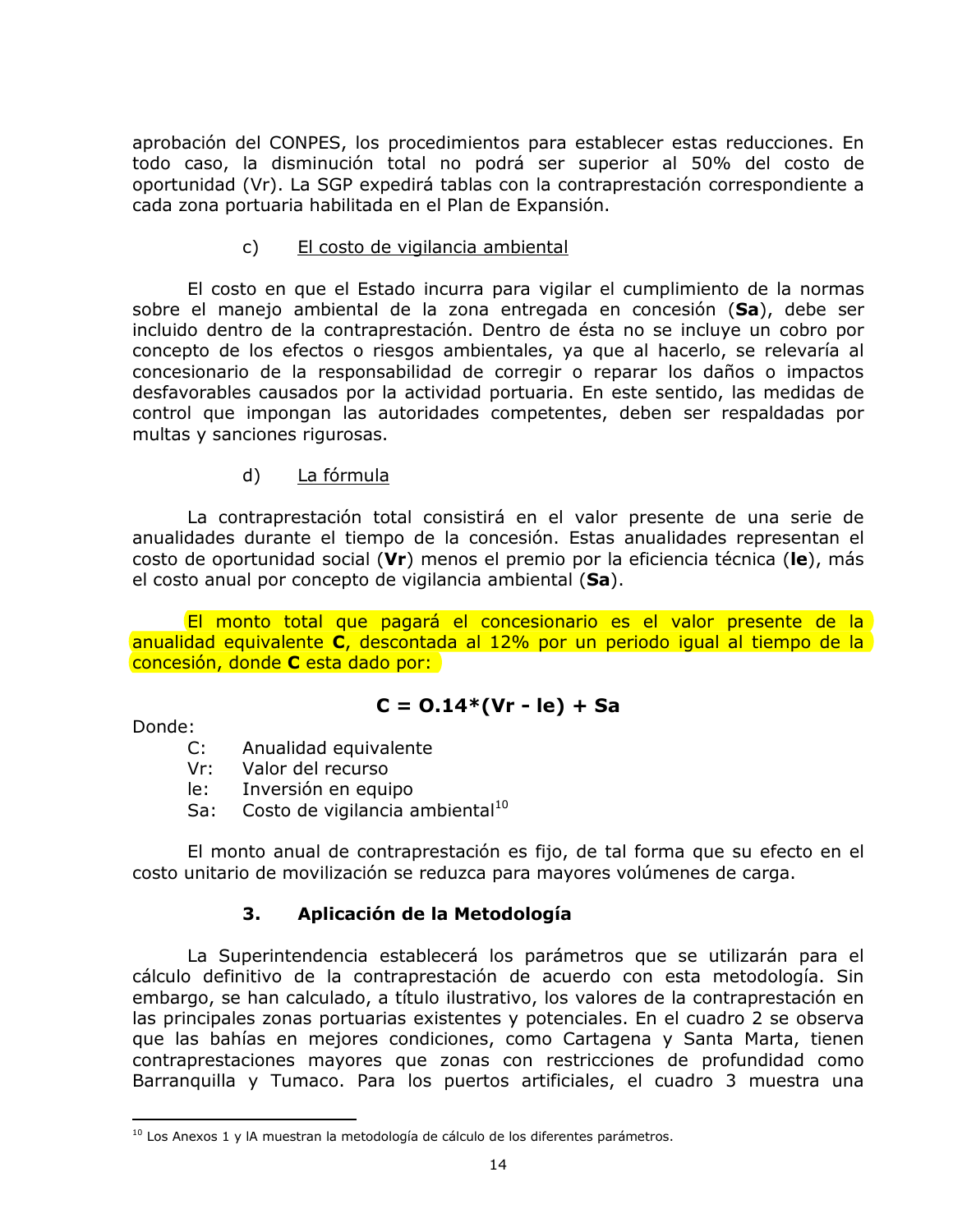aprobación del CONPES, los procedimientos para establecer estas reducciones. En todo caso, la disminución total no podrá ser superior al 50% del costo de oportunidad (Vr). La SGP expedirá tablas con la contraprestación correspondiente a cada zona portuaria habilitada en el Plan de Expansión.

c) El costo de vigilancia ambiental

El costo en que el Estado incurra para vigilar el cumplimiento de la normas sobre el manejo ambiental de la zona entregada en concesión (**Sa**), debe ser incluido dentro de la contraprestación. Dentro de ésta no se incluye un cobro por concepto de los efectos o riesgos ambientales, ya que al hacerlo, se relevaría al concesionario de la responsabilidad de corregir o reparar los daños o impactos desfavorables causados por la actividad portuaria. En este sentido, las medidas de control que impongan las autoridades competentes, deben ser respaldadas por multas y sanciones rigurosas.

d) La fórmula

La contraprestación total consistirá en el valor presente de una serie de anualidades durante el tiempo de la concesión. Estas anualidades representan el costo de oportunidad social (**Vr**) menos el premio por la eficiencia técnica (**Ie**), más el costo anual por concepto de vigilancia ambiental (**Sa**).

El monto total que pagará el concesionario es el valor presente de la anualidad equivalente **C**, descontada al 12% por un periodo igual al tiempo de la concesión, donde **C** esta dado por:

$$C = 0.14*(Vr - Ie) + Sa$$

Donde:

- C: Anualidad equivalente
- Vr: Valor del recurso
- Ie: Inversión en equipo
- Sa: Costo de vigilancia ambiental[10]

El monto anual de contraprestación es fijo, de tal forma que su efecto en el costo unitario de movilización se reduzca para mayores volúmenes de carga.

### 3. Aplicación de la Metodología

La Superintendencia establecerá los parámetros que se utilizarán para el cálculo definitivo de la contraprestación de acuerdo con esta metodología. Sin embargo, se han calculado, a título ilustrativo, los valores de la contraprestación en las principales zonas portuarias existentes y potenciales. En el cuadro 2 se observa que las bahías en mejores condiciones, como Cartagena y Santa Marta, tienen contraprestaciones mayores que zonas con restricciones de profundidad como Barranquilla y Tumaco. Para los puertos artificiales, el cuadro 3 muestra una

---

[10] Los Anexos 1 y IA muestran la metodología de cálculo de los diferentes parámetros.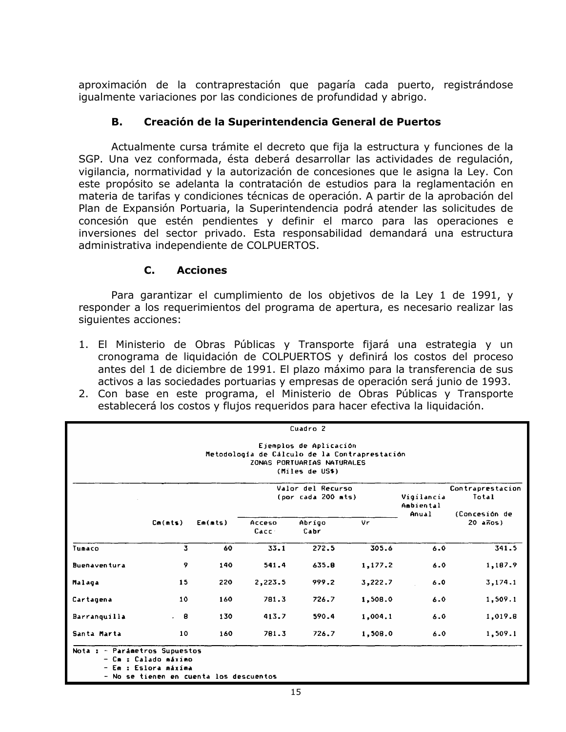aproximación de la contraprestación que pagaría cada puerto, registrándose igualmente variaciones por las condiciones de profundidad y abrigo.

### B. Creación de la Superintendencia General de Puertos

Actualmente cursa trámite el decreto que fija la estructura y funciones de la SGP. Una vez conformada, ésta deberá desarrollar las actividades de regulación, vigilancia, normatividad y la autorización de concesiones que le asigna la Ley. Con este propósito se adelanta la contratación de estudios para la reglamentación en materia de tarifas y condiciones técnicas de operación. A partir de la aprobación del Plan de Expansión Portuaria, la Superintendencia podrá atender las solicitudes de concesión que estén pendientes y definir el marco para las operaciones e inversiones del sector privado. Esta responsabilidad demandará una estructura administrativa independiente de COLPUERTOS.

### C. Acciones

Para garantizar el cumplimiento de los objetivos de la Ley 1 de 1991, y responder a los requerimientos del programa de apertura, es necesario realizar las siguientes acciones:

1. El Ministerio de Obras Públicas y Transporte fijará una estrategia y un cronograma de liquidación de COLPUERTOS y definirá los costos del proceso antes del 1 de diciembre de 1991. El plazo máximo para la transferencia de sus activos a las sociedades portuarias y empresas de operación será junio de 1993.
2. Con base en este programa, el Ministerio de Obras Públicas y Transporte establecerá los costos y flujos requeridos para hacer efectiva la liquidación.

Cuadro 2

Ejemplos de Aplicación
Metodología de Cálculo de la Contraprestación
ZONAS PORTUARIAS NATURALES
(Miles de US$)

| | Cm(mts) | Em(mts) | Valor del Recurso (por cada 200 mts) | | | Vigilancia Ambiental Anual | Contraprestacion Total (Concesión de 20 años) |
|---|---|---|---|---|---|---|---|
| | | | Acceso Cacc | Abrigo Cabr | Vr | | |
| Tumaco | 3 | 60 | 33.1 | 272.5 | 305.6 | 6.0 | 341.5 |
| Buenaventura | 9 | 140 | 541.4 | 635.8 | 1,177.2 | 6.0 | 1,187.9 |
| Malaga | 15 | 220 | 2,223.5 | 999.2 | 3,222.7 | 6.0 | 3,174.1 |
| Cartagena | 10 | 160 | 781.3 | 726.7 | 1,508.0 | 6.0 | 1,509.1 |
| Barranquilla | 8 | 130 | 413.7 | 590.4 | 1,004.1 | 6.0 | 1,019.8 |
| Santa Marta | 10 | 160 | 781.3 | 726.7 | 1,508.0 | 6.0 | 1,509.1 |

Nota :
- Parámetros Supuestos
- Cm : Calado máximo
- Em : Eslora máxima
- No se tienen en cuenta los descuentos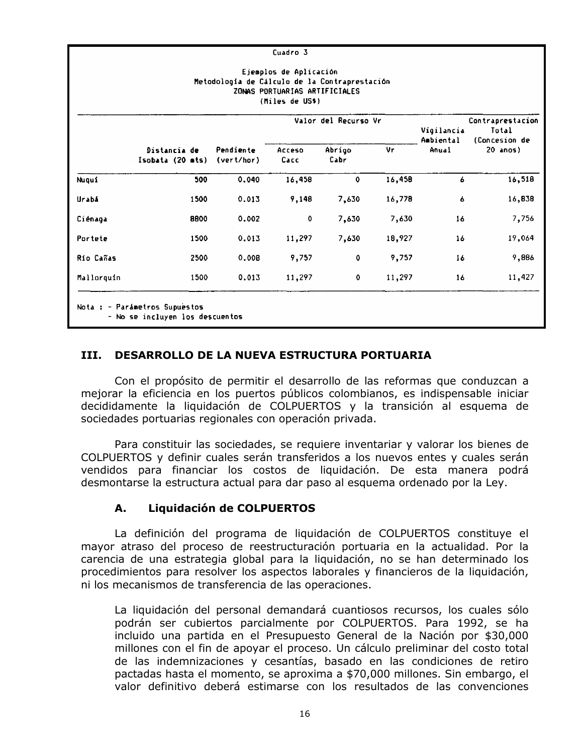Cuadro 3

Ejemplos de Aplicación
Metodología de Cálculo de la Contraprestación
ZONAS PORTUARIAS ARTIFICIALES
(Miles de US$)

| | Distancia de Isobata (20 mts) | Pendiente (vert/hor) | Valor del Recurso Vr | | | Vigilancia Ambiental Anual | Contraprestacion Total (Concesion de 20 anos) |
|---|---|---|---|---|---|---|---|
| | | | Acceso Cacc | Abrigo Cabr | Vr | | |
| Nuquí | 500 | 0.040 | 16,458 | 0 | 16,458 | 6 | 16,518 |
| Urabá | 1500 | 0.013 | 9,148 | 7,630 | 16,778 | 6 | 16,838 |
| Ciénaga | 8800 | 0.002 | 0 | 7,630 | 7,630 | 16 | 7,756 |
| Portete | 1500 | 0.013 | 11,297 | 7,630 | 18,927 | 16 | 19,064 |
| Río Cañas | 2500 | 0.008 | 9,757 | 0 | 9,757 | 16 | 9,886 |
| Mallorquín | 1500 | 0.013 | 11,297 | 0 | 11,297 | 16 | 11,427 |

Nota : - Parámetros Supuestos
- No se incluyen los descuentos

## III. DESARROLLO DE LA NUEVA ESTRUCTURA PORTUARIA

Con el propósito de permitir el desarrollo de las reformas que conduzcan a mejorar la eficiencia en los puertos públicos colombianos, es indispensable iniciar decididamente la liquidación de COLPUERTOS y la transición al esquema de sociedades portuarias regionales con operación privada.

Para constituir las sociedades, se requiere inventariar y valorar los bienes de COLPUERTOS y definir cuales serán transferidos a los nuevos entes y cuales serán vendidos para financiar los costos de liquidación. De esta manera podrá desmontarse la estructura actual para dar paso al esquema ordenado por la Ley.

### A. Liquidación de COLPUERTOS

La definición del programa de liquidación de COLPUERTOS constituye el mayor atraso del proceso de reestructuración portuaria en la actualidad. Por la carencia de una estrategia global para la liquidación, no se han determinado los procedimientos para resolver los aspectos laborales y financieros de la liquidación, ni los mecanismos de transferencia de las operaciones.

La liquidación del personal demandará cuantiosos recursos, los cuales sólo podrán ser cubiertos parcialmente por COLPUERTOS. Para 1992, se ha incluido una partida en el Presupuesto General de la Nación por $30,000 millones con el fin de apoyar el proceso. Un cálculo preliminar del costo total de las indemnizaciones y cesantías, basado en las condiciones de retiro pactadas hasta el momento, se aproxima a $70,000 millones. Sin embargo, el valor definitivo deberá estimarse con los resultados de las convenciones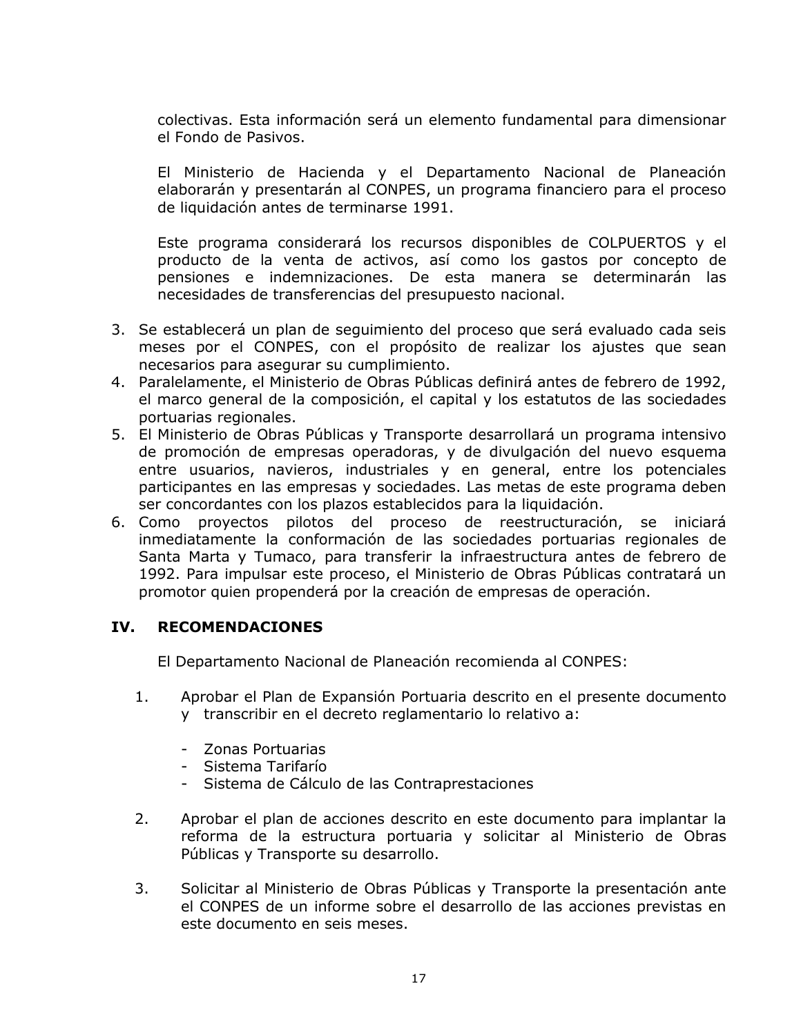colectivas. Esta información será un elemento fundamental para dimensionar el Fondo de Pasivos.

El Ministerio de Hacienda y el Departamento Nacional de Planeación elaborarán y presentarán al CONPES, un programa financiero para el proceso de liquidación antes de terminarse 1991.

Este programa considerará los recursos disponibles de COLPUERTOS y el producto de la venta de activos, así como los gastos por concepto de pensiones e indemnizaciones. De esta manera se determinarán las necesidades de transferencias del presupuesto nacional.

3. Se establecerá un plan de seguimiento del proceso que será evaluado cada seis meses por el CONPES, con el propósito de realizar los ajustes que sean necesarios para asegurar su cumplimiento.
4. Paralelamente, el Ministerio de Obras Públicas definirá antes de febrero de 1992, el marco general de la composición, el capital y los estatutos de las sociedades portuarias regionales.
5. El Ministerio de Obras Públicas y Transporte desarrollará un programa intensivo de promoción de empresas operadoras, y de divulgación del nuevo esquema entre usuarios, navieros, industriales y en general, entre los potenciales participantes en las empresas y sociedades. Las metas de este programa deben ser concordantes con los plazos establecidos para la liquidación.
6. Como proyectos pilotos del proceso de reestructuración, se iniciará inmediatamente la conformación de las sociedades portuarias regionales de Santa Marta y Tumaco, para transferir la infraestructura antes de febrero de 1992. Para impulsar este proceso, el Ministerio de Obras Públicas contratará un promotor quien propenderá por la creación de empresas de operación.

## IV. RECOMENDACIONES

El Departamento Nacional de Planeación recomienda al CONPES:

1. Aprobar el Plan de Expansión Portuaria descrito en el presente documento y transcribir en el decreto reglamentario lo relativo a:

   - Zonas Portuarias
   - Sistema Tarifarío
   - Sistema de Cálculo de las Contraprestaciones

2. Aprobar el plan de acciones descrito en este documento para implantar la reforma de la estructura portuaria y solicitar al Ministerio de Obras Públicas y Transporte su desarrollo.

3. Solicitar al Ministerio de Obras Públicas y Transporte la presentación ante el CONPES de un informe sobre el desarrollo de las acciones previstas en este documento en seis meses.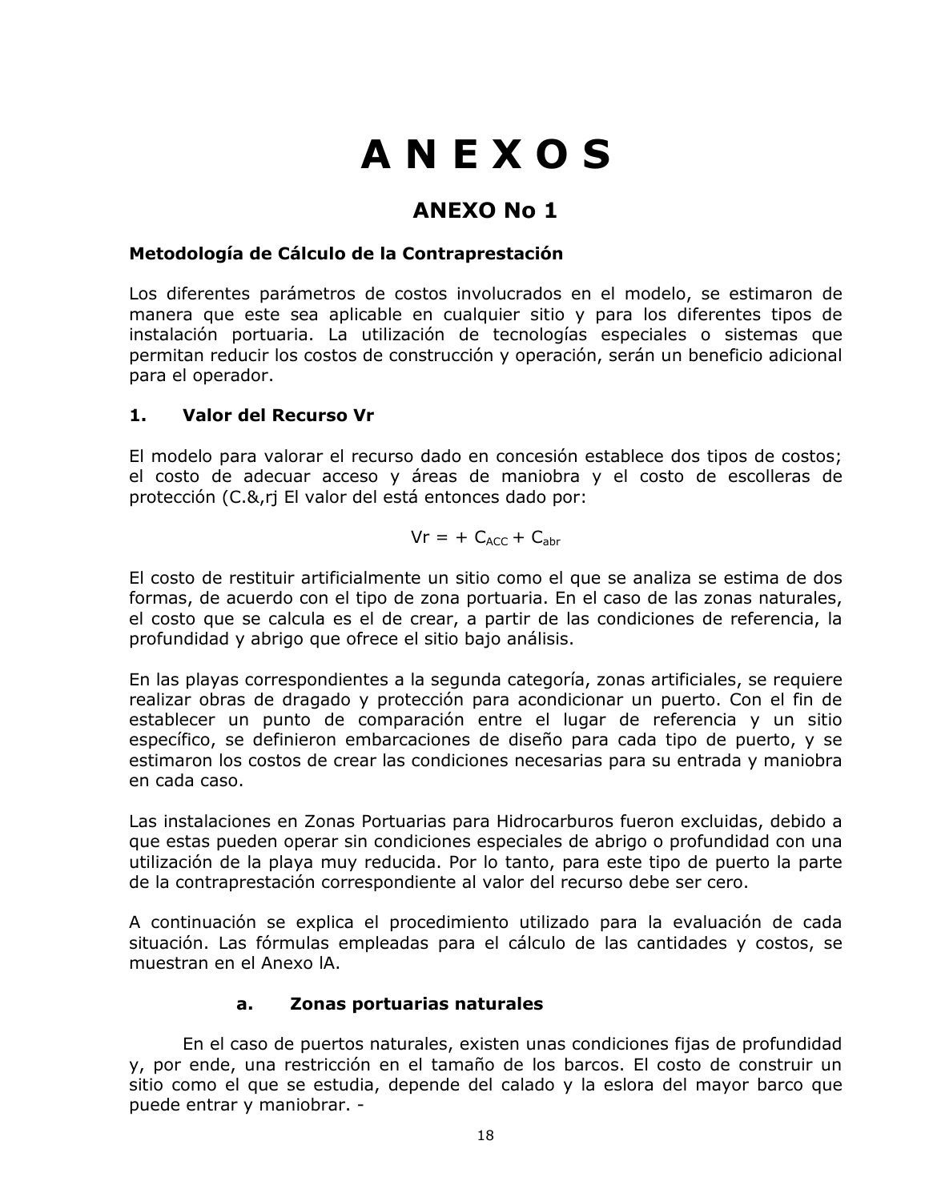# A N E X O S

## ANEXO No 1

**Metodología de Cálculo de la Contraprestación**

Los diferentes parámetros de costos involucrados en el modelo, se estimaron de manera que este sea aplicable en cualquier sitio y para los diferentes tipos de instalación portuaria. La utilización de tecnologías especiales o sistemas que permitan reducir los costos de construcción y operación, serán un beneficio adicional para el operador.

### 1. Valor del Recurso Vr

El modelo para valorar el recurso dado en concesión establece dos tipos de costos; el costo de adecuar acceso y áreas de maniobra y el costo de escolleras de protección (C.&,rj El valor del está entonces dado por:

$$Vr = + C_{ACC} + C_{abr}$$

El costo de restituir artificialmente un sitio como el que se analiza se estima de dos formas, de acuerdo con el tipo de zona portuaria. En el caso de las zonas naturales, el costo que se calcula es el de crear, a partir de las condiciones de referencia, la profundidad y abrigo que ofrece el sitio bajo análisis.

En las playas correspondientes a la segunda categoría, zonas artificiales, se requiere realizar obras de dragado y protección para acondicionar un puerto. Con el fin de establecer un punto de comparación entre el lugar de referencia y un sitio específico, se definieron embarcaciones de diseño para cada tipo de puerto, y se estimaron los costos de crear las condiciones necesarias para su entrada y maniobra en cada caso.

Las instalaciones en Zonas Portuarias para Hidrocarburos fueron excluidas, debido a que estas pueden operar sin condiciones especiales de abrigo o profundidad con una utilización de la playa muy reducida. Por lo tanto, para este tipo de puerto la parte de la contraprestación correspondiente al valor del recurso debe ser cero.

A continuación se explica el procedimiento utilizado para la evaluación de cada situación. Las fórmulas empleadas para el cálculo de las cantidades y costos, se muestran en el Anexo lA.

#### a. Zonas portuarias naturales

En el caso de puertos naturales, existen unas condiciones fijas de profundidad y, por ende, una restricción en el tamaño de los barcos. El costo de construir un sitio como el que se estudia, depende del calado y la eslora del mayor barco que puede entrar y maniobrar. -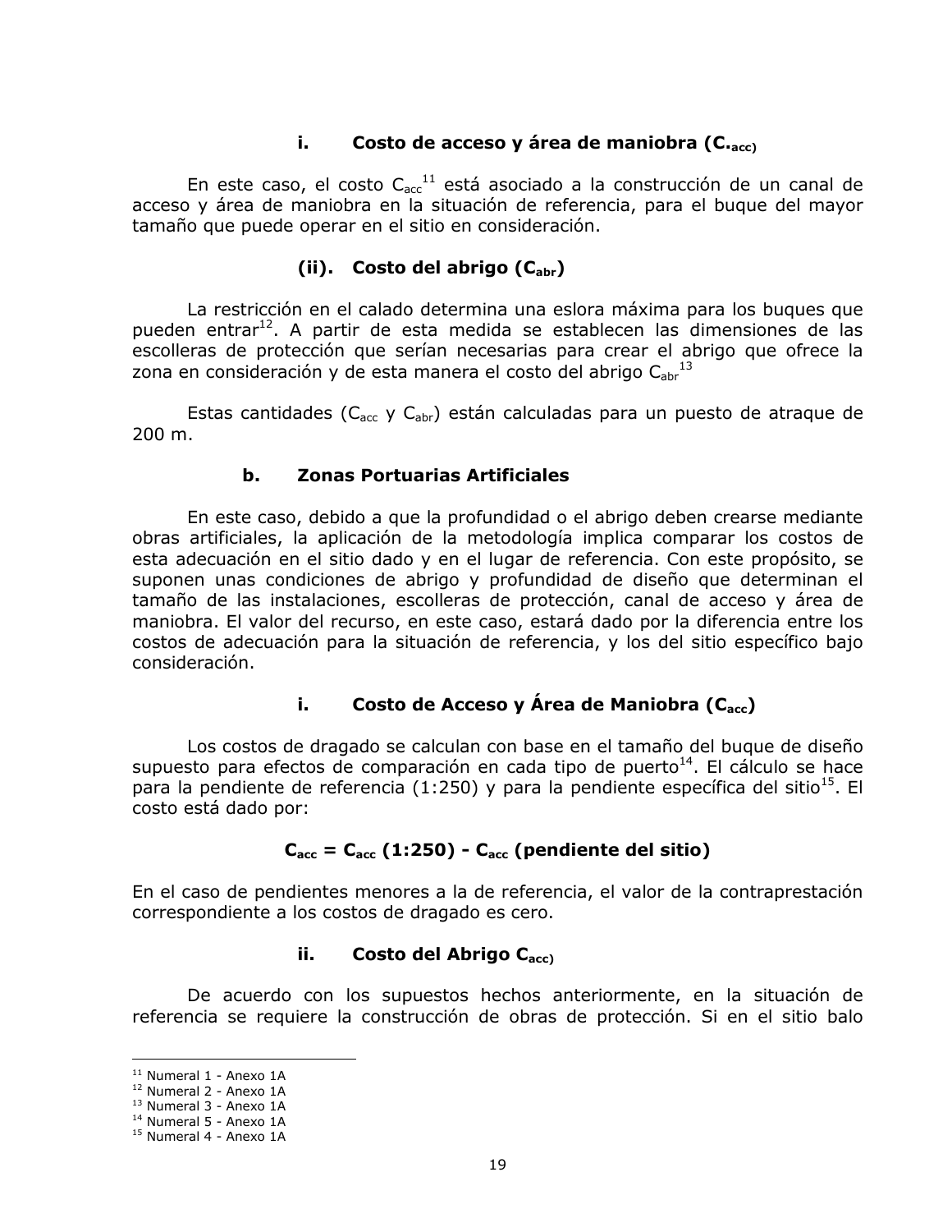#### i. Costo de acceso y área de maniobra ($C._{acc}$)

En este caso, el costo $C_{acc}$[11] está asociado a la construcción de un canal de acceso y área de maniobra en la situación de referencia, para el buque del mayor tamaño que puede operar en el sitio en consideración.

#### (ii). Costo del abrigo ($C_{abr}$)

La restricción en el calado determina una eslora máxima para los buques que pueden entrar[12]. A partir de esta medida se establecen las dimensiones de las escolleras de protección que serían necesarias para crear el abrigo que ofrece la zona en consideración y de esta manera el costo del abrigo $C_{abr}$[13]

Estas cantidades ($C_{acc}$ y $C_{abr}$) están calculadas para un puesto de atraque de 200 m.

### b. Zonas Portuarias Artificiales

En este caso, debido a que la profundidad o el abrigo deben crearse mediante obras artificiales, la aplicación de la metodología implica comparar los costos de esta adecuación en el sitio dado y en el lugar de referencia. Con este propósito, se suponen unas condiciones de abrigo y profundidad de diseño que determinan el tamaño de las instalaciones, escolleras de protección, canal de acceso y área de maniobra. El valor del recurso, en este caso, estará dado por la diferencia entre los costos de adecuación para la situación de referencia, y los del sitio específico bajo consideración.

#### i. Costo de Acceso y Área de Maniobra ($C_{acc}$)

Los costos de dragado se calculan con base en el tamaño del buque de diseño supuesto para efectos de comparación en cada tipo de puerto[14]. El cálculo se hace para la pendiente de referencia (1:250) y para la pendiente específica del sitio[15]. El costo está dado por:

$$C_{acc} = C_{acc}\,(1{:}250) - C_{acc}\,(\text{pendiente del sitio})$$

En el caso de pendientes menores a la de referencia, el valor de la contraprestación correspondiente a los costos de dragado es cero.

#### ii. Costo del Abrigo $C_{acc)}$

De acuerdo con los supuestos hechos anteriormente, en la situación de referencia se requiere la construcción de obras de protección. Si en el sitio balo

---

[11] Numeral 1 - Anexo 1A
[12] Numeral 2 - Anexo 1A
[13] Numeral 3 - Anexo 1A
[14] Numeral 5 - Anexo 1A
[15] Numeral 4 - Anexo 1A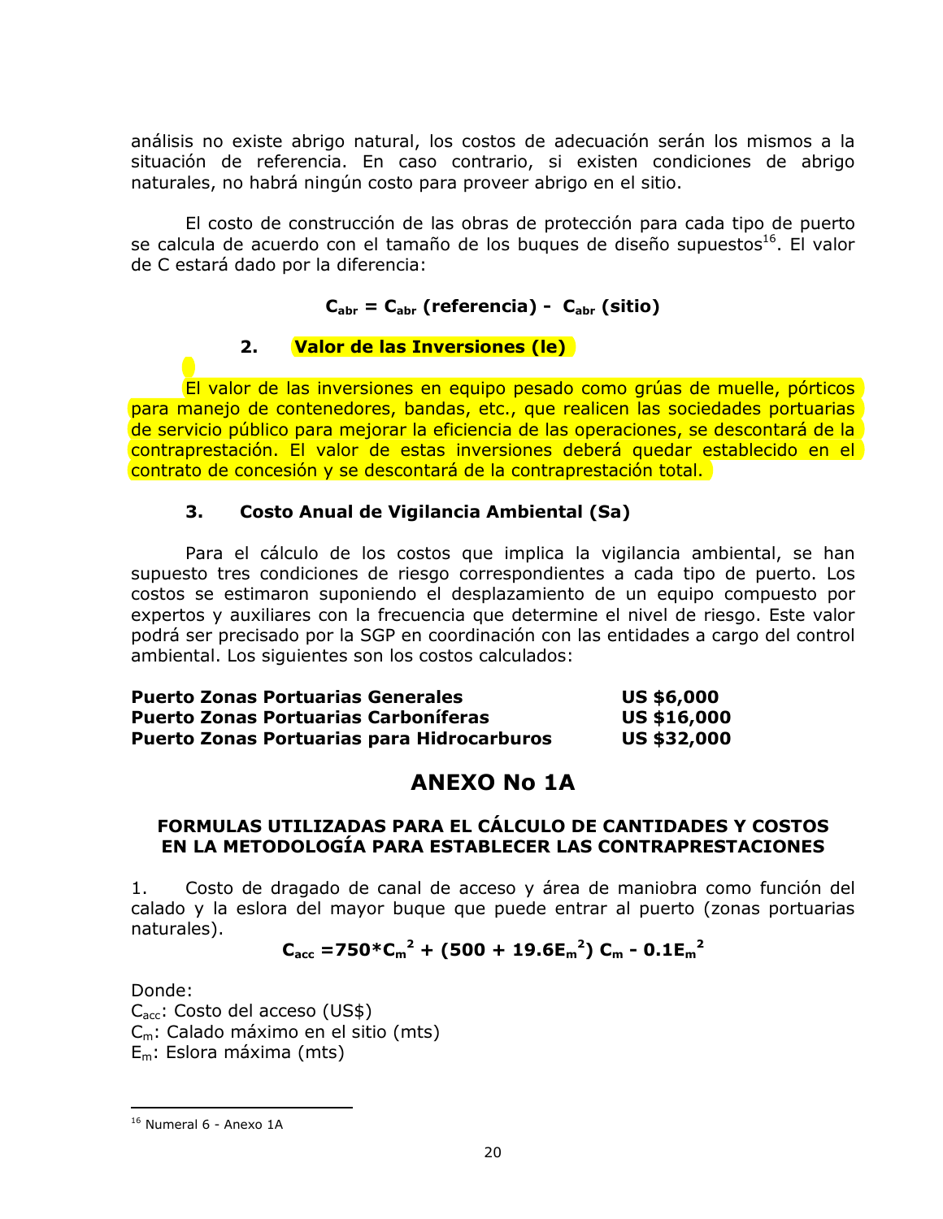análisis no existe abrigo natural, los costos de adecuación serán los mismos a la situación de referencia. En caso contrario, si existen condiciones de abrigo naturales, no habrá ningún costo para proveer abrigo en el sitio.

El costo de construcción de las obras de protección para cada tipo de puerto se calcula de acuerdo con el tamaño de los buques de diseño supuestos[16]. El valor de C estará dado por la diferencia:

$$C_{abr} = C_{abr}\ \textbf{(referencia)} - C_{abr}\ \textbf{(sitio)}$$

### 2. Valor de las Inversiones (Ie)

El valor de las inversiones en equipo pesado como grúas de muelle, pórticos para manejo de contenedores, bandas, etc., que realicen las sociedades portuarias de servicio público para mejorar la eficiencia de las operaciones, se descontará de la contraprestación. El valor de estas inversiones deberá quedar establecido en el contrato de concesión y se descontará de la contraprestación total.

### 3. Costo Anual de Vigilancia Ambiental (Sa)

Para el cálculo de los costos que implica la vigilancia ambiental, se han supuesto tres condiciones de riesgo correspondientes a cada tipo de puerto. Los costos se estimaron suponiendo el desplazamiento de un equipo compuesto por expertos y auxiliares con la frecuencia que determine el nivel de riesgo. Este valor podrá ser precisado por la SGP en coordinación con las entidades a cargo del control ambiental. Los siguientes son los costos calculados:

| | |
|---|---|
| **Puerto Zonas Portuarias Generales** | **US $6,000** |
| **Puerto Zonas Portuarias Carboníferas** | **US $16,000** |
| **Puerto Zonas Portuarias para Hidrocarburos** | **US $32,000** |

# ANEXO No 1A

## FORMULAS UTILIZADAS PARA EL CÁLCULO DE CANTIDADES Y COSTOS EN LA METODOLOGÍA PARA ESTABLECER LAS CONTRAPRESTACIONES

1. Costo de dragado de canal de acceso y área de maniobra como función del calado y la eslora del mayor buque que puede entrar al puerto (zonas portuarias naturales).

$$C_{acc} = 750 * C_m^2 + (500 + 19.6E_m^2)\ C_m - 0.1E_m^2$$

Donde:
$C_{acc}$: Costo del acceso (US$)
$C_m$: Calado máximo en el sitio (mts)
$E_m$: Eslora máxima (mts)

[16] Numeral 6 - Anexo 1A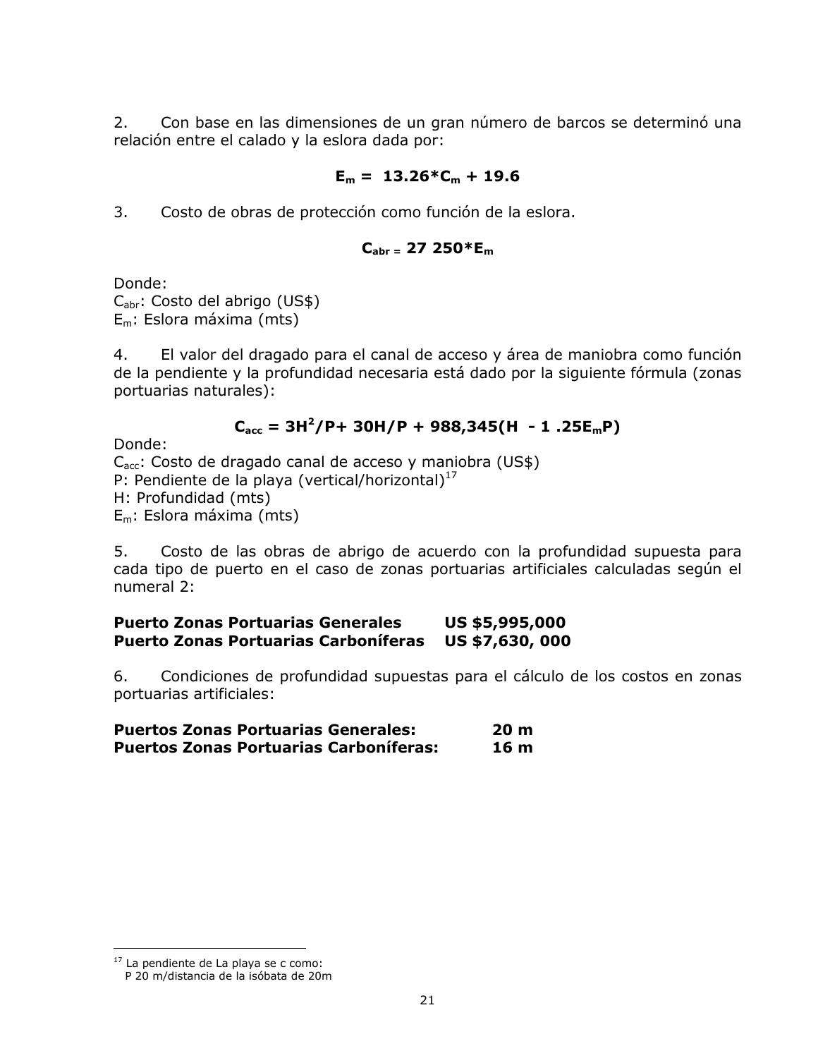2. Con base en las dimensiones de un gran número de barcos se determinó una relación entre el calado y la eslora dada por:

$$E_m = 13.26 * C_m + 19.6$$

3. Costo de obras de protección como función de la eslora.

$$C_{abr} = 27\ 250 * E_m$$

Donde:
$C_{abr}$: Costo del abrigo (US$)
$E_m$: Eslora máxima (mts)

4. El valor del dragado para el canal de acceso y área de maniobra como función de la pendiente y la profundidad necesaria está dado por la siguiente fórmula (zonas portuarias naturales):

$$C_{acc} = 3H^2/P + 30H/P + 988{,}345(H - 1.25E_mP)$$

Donde:
$C_{acc}$: Costo de dragado canal de acceso y maniobra (US$)
P: Pendiente de la playa (vertical/horizontal)[17]
H: Profundidad (mts)
$E_m$: Eslora máxima (mts)

5. Costo de las obras de abrigo de acuerdo con la profundidad supuesta para cada tipo de puerto en el caso de zonas portuarias artificiales calculadas según el numeral 2:

**Puerto Zonas Portuarias Generales US $5,995,000**
**Puerto Zonas Portuarias Carboníferas US $7,630, 000**

6. Condiciones de profundidad supuestas para el cálculo de los costos en zonas portuarias artificiales:

**Puertos Zonas Portuarias Generales: 20 m**
**Puertos Zonas Portuarias Carboníferas: 16 m**

---

[17] La pendiente de La playa se c como:
P 20 m/distancia de la isóbata de 20m